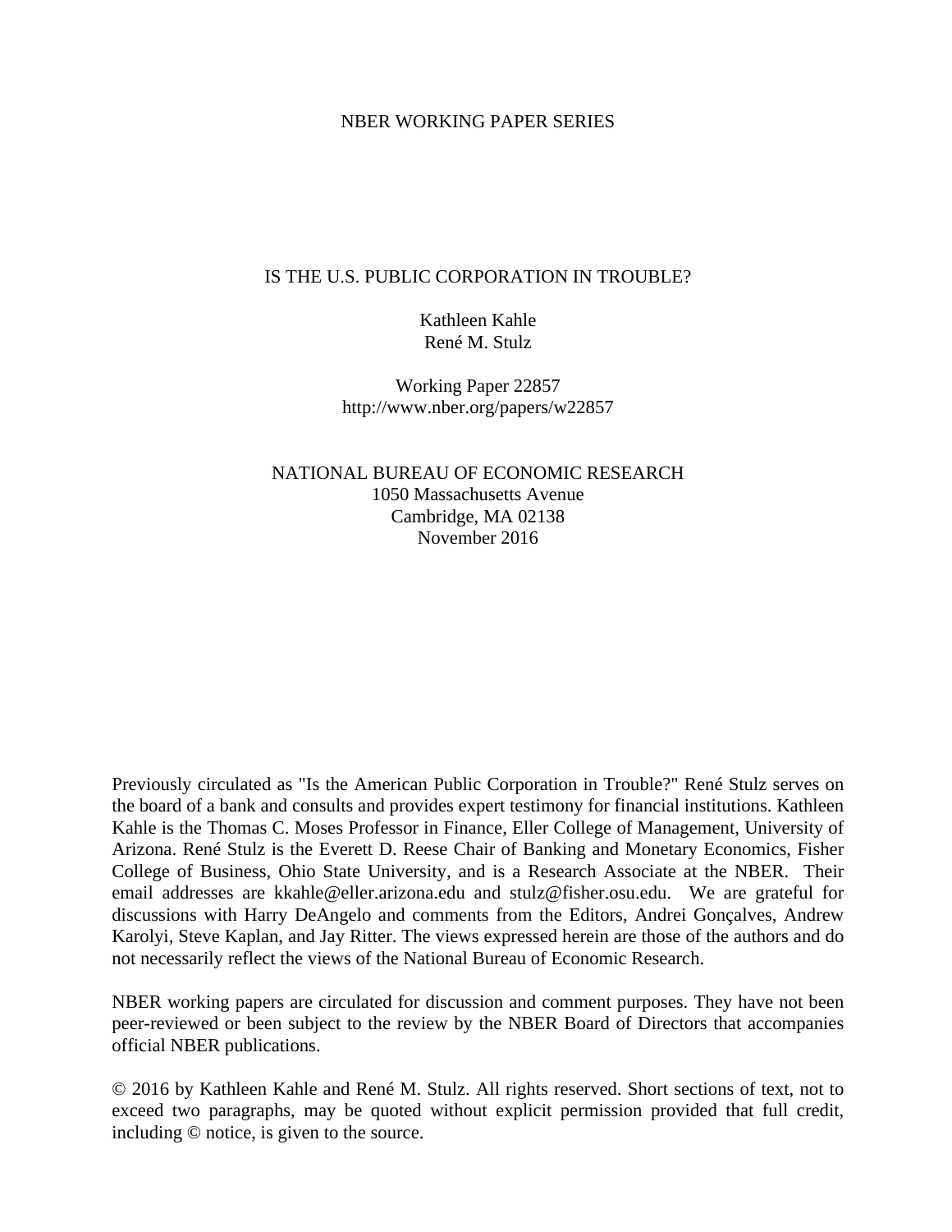NBER WORKING PAPER SERIES

# IS THE U.S. PUBLIC CORPORATION IN TROUBLE?

Kathleen Kahle
René M. Stulz

Working Paper 22857
http://www.nber.org/papers/w22857

NATIONAL BUREAU OF ECONOMIC RESEARCH
1050 Massachusetts Avenue
Cambridge, MA 02138
November 2016

Previously circulated as "Is the American Public Corporation in Trouble?" René Stulz serves on the board of a bank and consults and provides expert testimony for financial institutions. Kathleen Kahle is the Thomas C. Moses Professor in Finance, Eller College of Management, University of Arizona. René Stulz is the Everett D. Reese Chair of Banking and Monetary Economics, Fisher College of Business, Ohio State University, and is a Research Associate at the NBER. Their email addresses are kkahle@eller.arizona.edu and stulz@fisher.osu.edu. We are grateful for discussions with Harry DeAngelo and comments from the Editors, Andrei Gonçalves, Andrew Karolyi, Steve Kaplan, and Jay Ritter. The views expressed herein are those of the authors and do not necessarily reflect the views of the National Bureau of Economic Research.

NBER working papers are circulated for discussion and comment purposes. They have not been peer-reviewed or been subject to the review by the NBER Board of Directors that accompanies official NBER publications.

© 2016 by Kathleen Kahle and René M. Stulz. All rights reserved. Short sections of text, not to exceed two paragraphs, may be quoted without explicit permission provided that full credit, including © notice, is given to the source.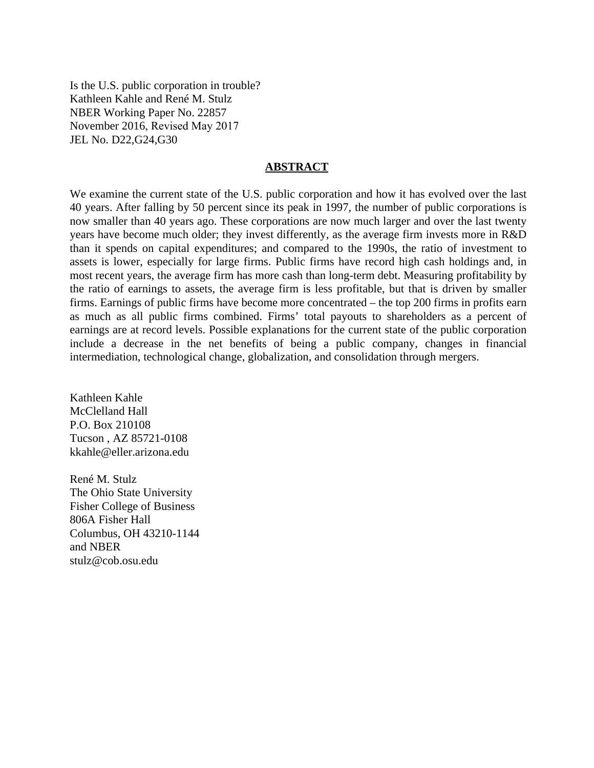Is the U.S. public corporation in trouble?
Kathleen Kahle and René M. Stulz
NBER Working Paper No. 22857
November 2016, Revised May 2017
JEL No. D22,G24,G30

## ABSTRACT

We examine the current state of the U.S. public corporation and how it has evolved over the last 40 years. After falling by 50 percent since its peak in 1997, the number of public corporations is now smaller than 40 years ago. These corporations are now much larger and over the last twenty years have become much older; they invest differently, as the average firm invests more in R&D than it spends on capital expenditures; and compared to the 1990s, the ratio of investment to assets is lower, especially for large firms. Public firms have record high cash holdings and, in most recent years, the average firm has more cash than long-term debt. Measuring profitability by the ratio of earnings to assets, the average firm is less profitable, but that is driven by smaller firms. Earnings of public firms have become more concentrated – the top 200 firms in profits earn as much as all public firms combined. Firms' total payouts to shareholders as a percent of earnings are at record levels. Possible explanations for the current state of the public corporation include a decrease in the net benefits of being a public company, changes in financial intermediation, technological change, globalization, and consolidation through mergers.

Kathleen Kahle
McClelland Hall
P.O. Box 210108
Tucson , AZ 85721-0108
kkahle@eller.arizona.edu

René M. Stulz
The Ohio State University
Fisher College of Business
806A Fisher Hall
Columbus, OH 43210-1144
and NBER
stulz@cob.osu.edu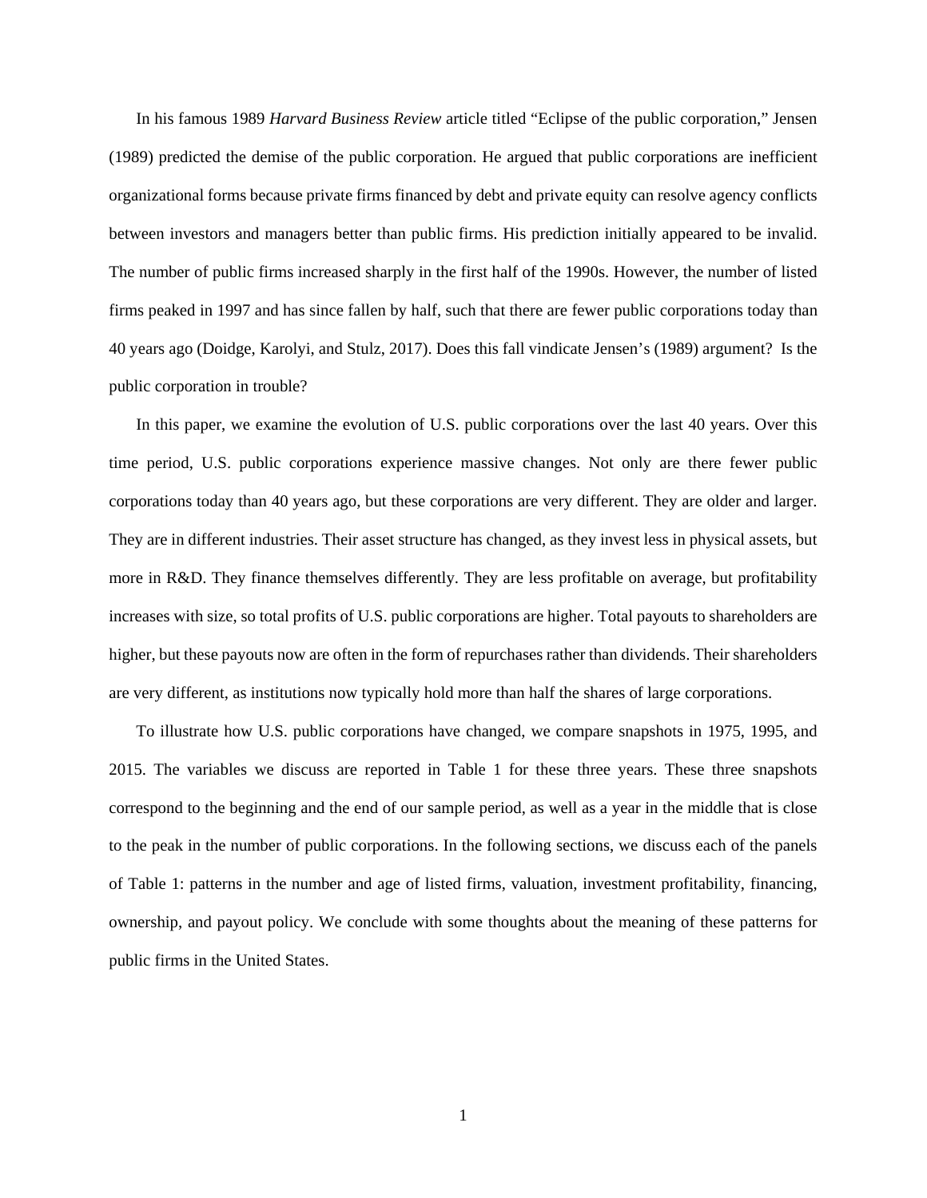In his famous 1989 *Harvard Business Review* article titled "Eclipse of the public corporation," Jensen (1989) predicted the demise of the public corporation. He argued that public corporations are inefficient organizational forms because private firms financed by debt and private equity can resolve agency conflicts between investors and managers better than public firms. His prediction initially appeared to be invalid. The number of public firms increased sharply in the first half of the 1990s. However, the number of listed firms peaked in 1997 and has since fallen by half, such that there are fewer public corporations today than 40 years ago (Doidge, Karolyi, and Stulz, 2017). Does this fall vindicate Jensen's (1989) argument? Is the public corporation in trouble?

In this paper, we examine the evolution of U.S. public corporations over the last 40 years. Over this time period, U.S. public corporations experience massive changes. Not only are there fewer public corporations today than 40 years ago, but these corporations are very different. They are older and larger. They are in different industries. Their asset structure has changed, as they invest less in physical assets, but more in R&D. They finance themselves differently. They are less profitable on average, but profitability increases with size, so total profits of U.S. public corporations are higher. Total payouts to shareholders are higher, but these payouts now are often in the form of repurchases rather than dividends. Their shareholders are very different, as institutions now typically hold more than half the shares of large corporations.

To illustrate how U.S. public corporations have changed, we compare snapshots in 1975, 1995, and 2015. The variables we discuss are reported in Table 1 for these three years. These three snapshots correspond to the beginning and the end of our sample period, as well as a year in the middle that is close to the peak in the number of public corporations. In the following sections, we discuss each of the panels of Table 1: patterns in the number and age of listed firms, valuation, investment profitability, financing, ownership, and payout policy. We conclude with some thoughts about the meaning of these patterns for public firms in the United States.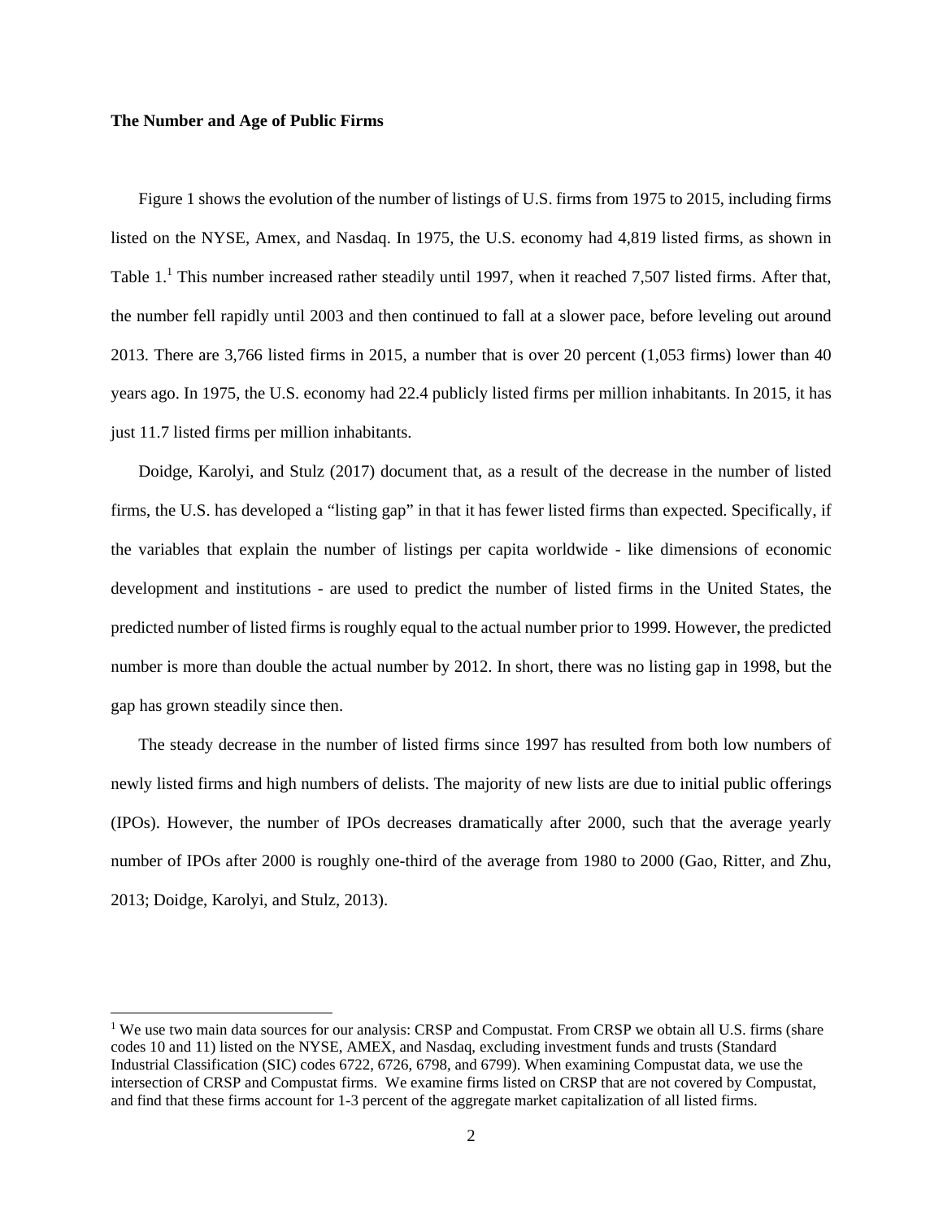**The Number and Age of Public Firms**

Figure 1 shows the evolution of the number of listings of U.S. firms from 1975 to 2015, including firms listed on the NYSE, Amex, and Nasdaq. In 1975, the U.S. economy had 4,819 listed firms, as shown in Table 1.[1] This number increased rather steadily until 1997, when it reached 7,507 listed firms. After that, the number fell rapidly until 2003 and then continued to fall at a slower pace, before leveling out around 2013. There are 3,766 listed firms in 2015, a number that is over 20 percent (1,053 firms) lower than 40 years ago. In 1975, the U.S. economy had 22.4 publicly listed firms per million inhabitants. In 2015, it has just 11.7 listed firms per million inhabitants.

Doidge, Karolyi, and Stulz (2017) document that, as a result of the decrease in the number of listed firms, the U.S. has developed a "listing gap" in that it has fewer listed firms than expected. Specifically, if the variables that explain the number of listings per capita worldwide - like dimensions of economic development and institutions - are used to predict the number of listed firms in the United States, the predicted number of listed firms is roughly equal to the actual number prior to 1999. However, the predicted number is more than double the actual number by 2012. In short, there was no listing gap in 1998, but the gap has grown steadily since then.

The steady decrease in the number of listed firms since 1997 has resulted from both low numbers of newly listed firms and high numbers of delists. The majority of new lists are due to initial public offerings (IPOs). However, the number of IPOs decreases dramatically after 2000, such that the average yearly number of IPOs after 2000 is roughly one-third of the average from 1980 to 2000 (Gao, Ritter, and Zhu, 2013; Doidge, Karolyi, and Stulz, 2013).

[1] We use two main data sources for our analysis: CRSP and Compustat. From CRSP we obtain all U.S. firms (share codes 10 and 11) listed on the NYSE, AMEX, and Nasdaq, excluding investment funds and trusts (Standard Industrial Classification (SIC) codes 6722, 6726, 6798, and 6799). When examining Compustat data, we use the intersection of CRSP and Compustat firms. We examine firms listed on CRSP that are not covered by Compustat, and find that these firms account for 1-3 percent of the aggregate market capitalization of all listed firms.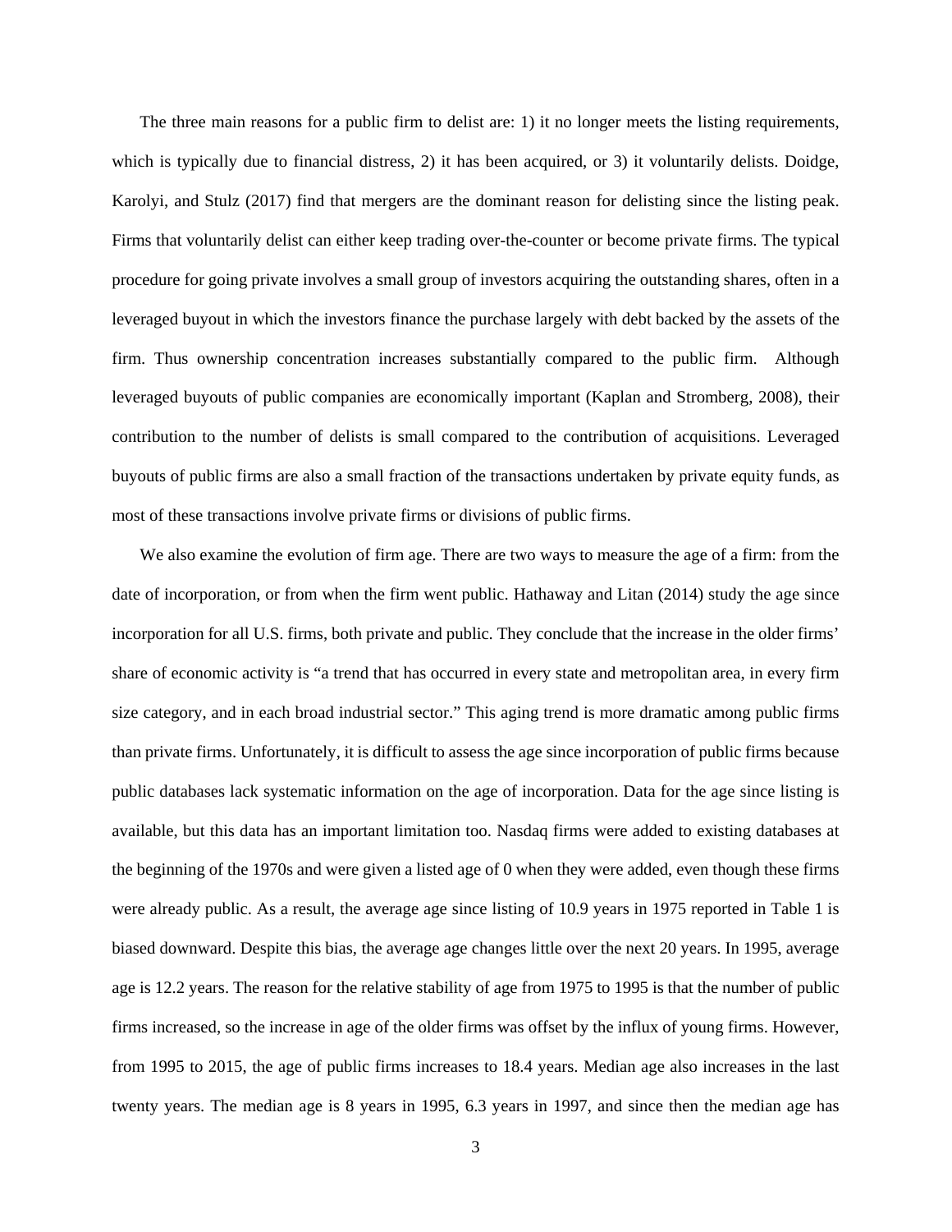The three main reasons for a public firm to delist are: 1) it no longer meets the listing requirements, which is typically due to financial distress, 2) it has been acquired, or 3) it voluntarily delists. Doidge, Karolyi, and Stulz (2017) find that mergers are the dominant reason for delisting since the listing peak. Firms that voluntarily delist can either keep trading over-the-counter or become private firms. The typical procedure for going private involves a small group of investors acquiring the outstanding shares, often in a leveraged buyout in which the investors finance the purchase largely with debt backed by the assets of the firm. Thus ownership concentration increases substantially compared to the public firm. Although leveraged buyouts of public companies are economically important (Kaplan and Stromberg, 2008), their contribution to the number of delists is small compared to the contribution of acquisitions. Leveraged buyouts of public firms are also a small fraction of the transactions undertaken by private equity funds, as most of these transactions involve private firms or divisions of public firms.

We also examine the evolution of firm age. There are two ways to measure the age of a firm: from the date of incorporation, or from when the firm went public. Hathaway and Litan (2014) study the age since incorporation for all U.S. firms, both private and public. They conclude that the increase in the older firms' share of economic activity is "a trend that has occurred in every state and metropolitan area, in every firm size category, and in each broad industrial sector." This aging trend is more dramatic among public firms than private firms. Unfortunately, it is difficult to assess the age since incorporation of public firms because public databases lack systematic information on the age of incorporation. Data for the age since listing is available, but this data has an important limitation too. Nasdaq firms were added to existing databases at the beginning of the 1970s and were given a listed age of 0 when they were added, even though these firms were already public. As a result, the average age since listing of 10.9 years in 1975 reported in Table 1 is biased downward. Despite this bias, the average age changes little over the next 20 years. In 1995, average age is 12.2 years. The reason for the relative stability of age from 1975 to 1995 is that the number of public firms increased, so the increase in age of the older firms was offset by the influx of young firms. However, from 1995 to 2015, the age of public firms increases to 18.4 years. Median age also increases in the last twenty years. The median age is 8 years in 1995, 6.3 years in 1997, and since then the median age has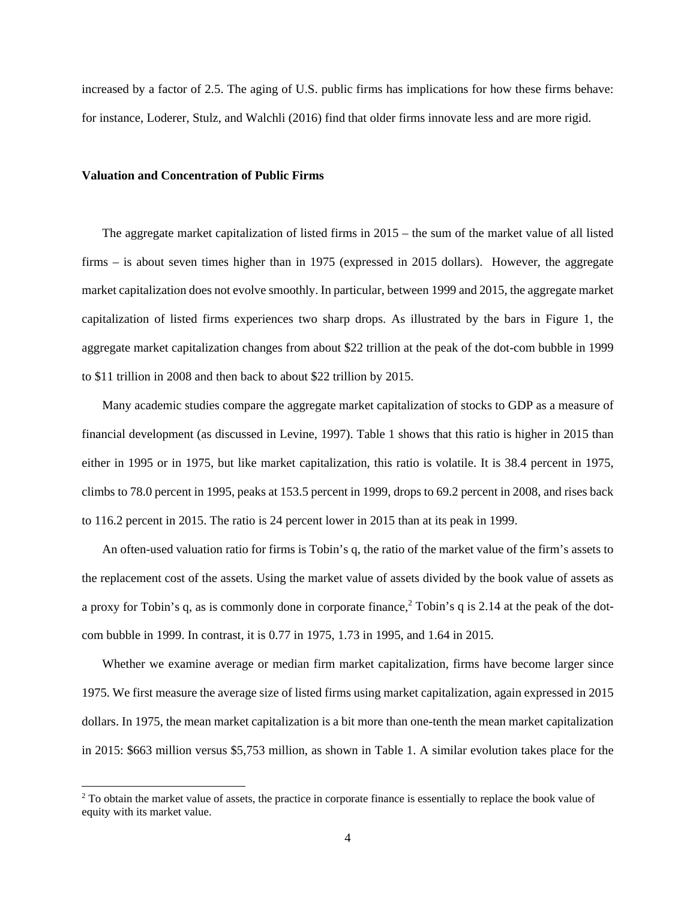increased by a factor of 2.5. The aging of U.S. public firms has implications for how these firms behave: for instance, Loderer, Stulz, and Walchli (2016) find that older firms innovate less and are more rigid.

**Valuation and Concentration of Public Firms**

The aggregate market capitalization of listed firms in 2015 – the sum of the market value of all listed firms – is about seven times higher than in 1975 (expressed in 2015 dollars). However, the aggregate market capitalization does not evolve smoothly. In particular, between 1999 and 2015, the aggregate market capitalization of listed firms experiences two sharp drops. As illustrated by the bars in Figure 1, the aggregate market capitalization changes from about $22 trillion at the peak of the dot-com bubble in 1999 to $11 trillion in 2008 and then back to about $22 trillion by 2015.

Many academic studies compare the aggregate market capitalization of stocks to GDP as a measure of financial development (as discussed in Levine, 1997). Table 1 shows that this ratio is higher in 2015 than either in 1995 or in 1975, but like market capitalization, this ratio is volatile. It is 38.4 percent in 1975, climbs to 78.0 percent in 1995, peaks at 153.5 percent in 1999, drops to 69.2 percent in 2008, and rises back to 116.2 percent in 2015. The ratio is 24 percent lower in 2015 than at its peak in 1999.

An often-used valuation ratio for firms is Tobin's q, the ratio of the market value of the firm's assets to the replacement cost of the assets. Using the market value of assets divided by the book value of assets as a proxy for Tobin's q, as is commonly done in corporate finance,[2] Tobin's q is 2.14 at the peak of the dot-com bubble in 1999. In contrast, it is 0.77 in 1975, 1.73 in 1995, and 1.64 in 2015.

Whether we examine average or median firm market capitalization, firms have become larger since 1975. We first measure the average size of listed firms using market capitalization, again expressed in 2015 dollars. In 1975, the mean market capitalization is a bit more than one-tenth the mean market capitalization in 2015: $663 million versus $5,753 million, as shown in Table 1. A similar evolution takes place for the

[2] To obtain the market value of assets, the practice in corporate finance is essentially to replace the book value of equity with its market value.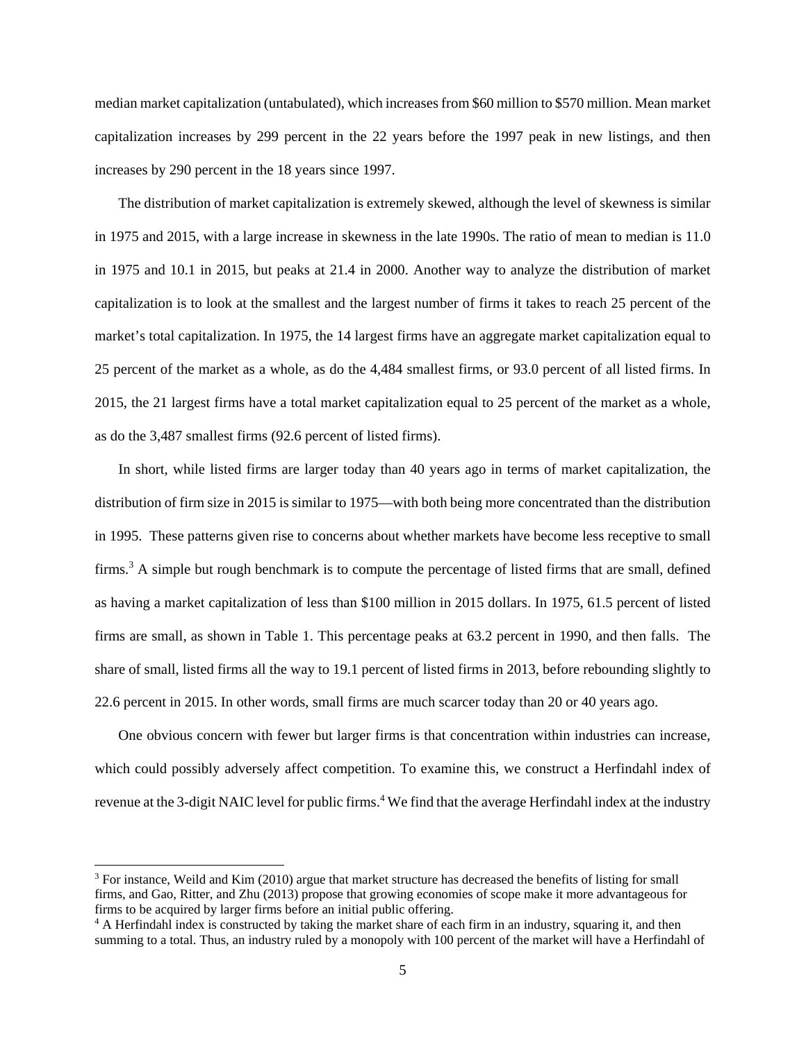median market capitalization (untabulated), which increases from $60 million to $570 million. Mean market capitalization increases by 299 percent in the 22 years before the 1997 peak in new listings, and then increases by 290 percent in the 18 years since 1997.

The distribution of market capitalization is extremely skewed, although the level of skewness is similar in 1975 and 2015, with a large increase in skewness in the late 1990s. The ratio of mean to median is 11.0 in 1975 and 10.1 in 2015, but peaks at 21.4 in 2000. Another way to analyze the distribution of market capitalization is to look at the smallest and the largest number of firms it takes to reach 25 percent of the market's total capitalization. In 1975, the 14 largest firms have an aggregate market capitalization equal to 25 percent of the market as a whole, as do the 4,484 smallest firms, or 93.0 percent of all listed firms. In 2015, the 21 largest firms have a total market capitalization equal to 25 percent of the market as a whole, as do the 3,487 smallest firms (92.6 percent of listed firms).

In short, while listed firms are larger today than 40 years ago in terms of market capitalization, the distribution of firm size in 2015 is similar to 1975—with both being more concentrated than the distribution in 1995. These patterns given rise to concerns about whether markets have become less receptive to small firms.[3] A simple but rough benchmark is to compute the percentage of listed firms that are small, defined as having a market capitalization of less than $100 million in 2015 dollars. In 1975, 61.5 percent of listed firms are small, as shown in Table 1. This percentage peaks at 63.2 percent in 1990, and then falls. The share of small, listed firms all the way to 19.1 percent of listed firms in 2013, before rebounding slightly to 22.6 percent in 2015. In other words, small firms are much scarcer today than 20 or 40 years ago.

One obvious concern with fewer but larger firms is that concentration within industries can increase, which could possibly adversely affect competition. To examine this, we construct a Herfindahl index of revenue at the 3-digit NAIC level for public firms.[4] We find that the average Herfindahl index at the industry

[3] For instance, Weild and Kim (2010) argue that market structure has decreased the benefits of listing for small firms, and Gao, Ritter, and Zhu (2013) propose that growing economies of scope make it more advantageous for firms to be acquired by larger firms before an initial public offering.

[4] A Herfindahl index is constructed by taking the market share of each firm in an industry, squaring it, and then summing to a total. Thus, an industry ruled by a monopoly with 100 percent of the market will have a Herfindahl of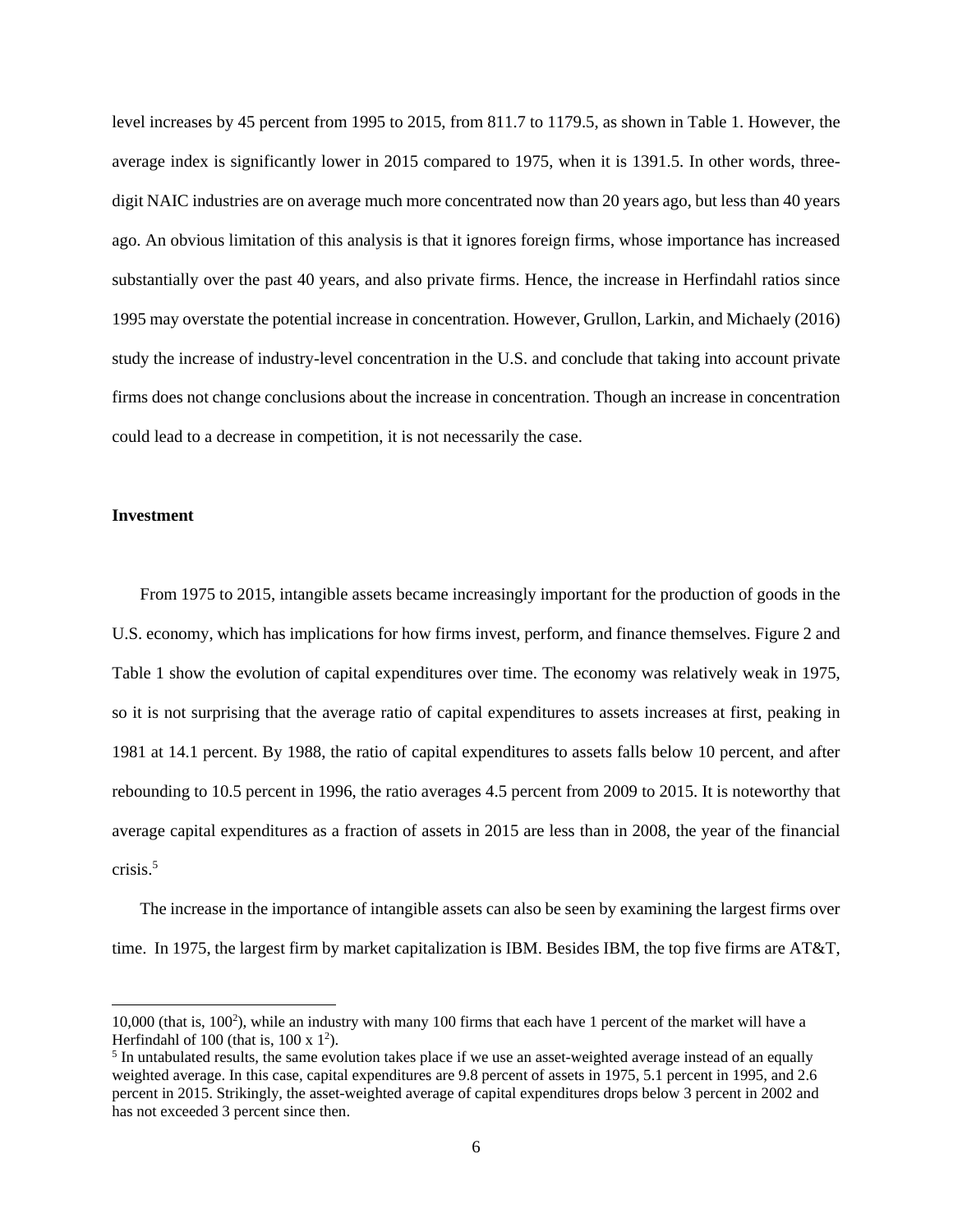level increases by 45 percent from 1995 to 2015, from 811.7 to 1179.5, as shown in Table 1. However, the average index is significantly lower in 2015 compared to 1975, when it is 1391.5. In other words, three-digit NAIC industries are on average much more concentrated now than 20 years ago, but less than 40 years ago. An obvious limitation of this analysis is that it ignores foreign firms, whose importance has increased substantially over the past 40 years, and also private firms. Hence, the increase in Herfindahl ratios since 1995 may overstate the potential increase in concentration. However, Grullon, Larkin, and Michaely (2016) study the increase of industry-level concentration in the U.S. and conclude that taking into account private firms does not change conclusions about the increase in concentration. Though an increase in concentration could lead to a decrease in competition, it is not necessarily the case.

**Investment**

From 1975 to 2015, intangible assets became increasingly important for the production of goods in the U.S. economy, which has implications for how firms invest, perform, and finance themselves. Figure 2 and Table 1 show the evolution of capital expenditures over time. The economy was relatively weak in 1975, so it is not surprising that the average ratio of capital expenditures to assets increases at first, peaking in 1981 at 14.1 percent. By 1988, the ratio of capital expenditures to assets falls below 10 percent, and after rebounding to 10.5 percent in 1996, the ratio averages 4.5 percent from 2009 to 2015. It is noteworthy that average capital expenditures as a fraction of assets in 2015 are less than in 2008, the year of the financial crisis.[5]

The increase in the importance of intangible assets can also be seen by examining the largest firms over time. In 1975, the largest firm by market capitalization is IBM. Besides IBM, the top five firms are AT&T,

---

10,000 (that is, $100^2$), while an industry with many 100 firms that each have 1 percent of the market will have a Herfindahl of 100 (that is, 100 x $1^2$).

[5] In untabulated results, the same evolution takes place if we use an asset-weighted average instead of an equally weighted average. In this case, capital expenditures are 9.8 percent of assets in 1975, 5.1 percent in 1995, and 2.6 percent in 2015. Strikingly, the asset-weighted average of capital expenditures drops below 3 percent in 2002 and has not exceeded 3 percent since then.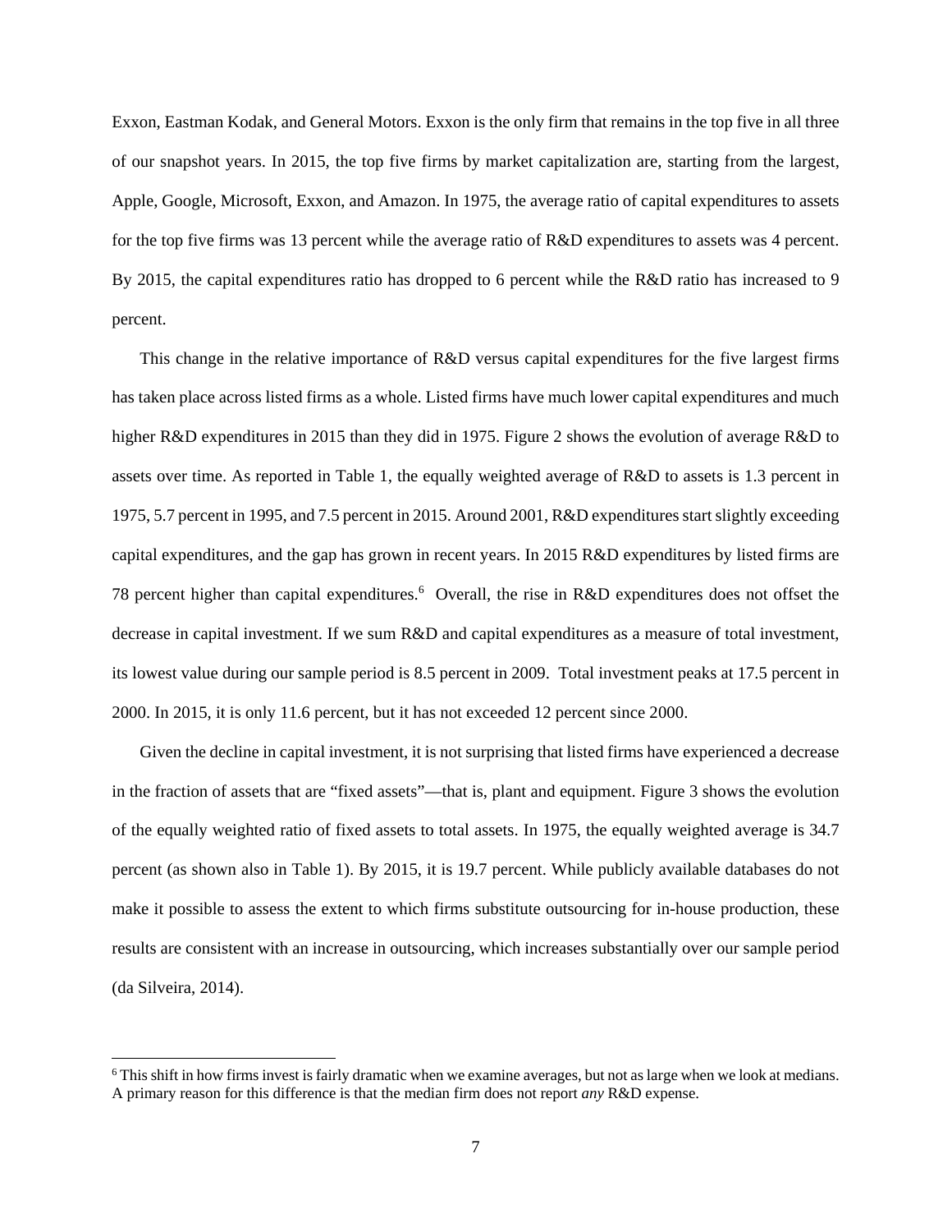Exxon, Eastman Kodak, and General Motors. Exxon is the only firm that remains in the top five in all three of our snapshot years. In 2015, the top five firms by market capitalization are, starting from the largest, Apple, Google, Microsoft, Exxon, and Amazon. In 1975, the average ratio of capital expenditures to assets for the top five firms was 13 percent while the average ratio of R&D expenditures to assets was 4 percent. By 2015, the capital expenditures ratio has dropped to 6 percent while the R&D ratio has increased to 9 percent.

This change in the relative importance of R&D versus capital expenditures for the five largest firms has taken place across listed firms as a whole. Listed firms have much lower capital expenditures and much higher R&D expenditures in 2015 than they did in 1975. Figure 2 shows the evolution of average R&D to assets over time. As reported in Table 1, the equally weighted average of R&D to assets is 1.3 percent in 1975, 5.7 percent in 1995, and 7.5 percent in 2015. Around 2001, R&D expenditures start slightly exceeding capital expenditures, and the gap has grown in recent years. In 2015 R&D expenditures by listed firms are 78 percent higher than capital expenditures.[6] Overall, the rise in R&D expenditures does not offset the decrease in capital investment. If we sum R&D and capital expenditures as a measure of total investment, its lowest value during our sample period is 8.5 percent in 2009. Total investment peaks at 17.5 percent in 2000. In 2015, it is only 11.6 percent, but it has not exceeded 12 percent since 2000.

Given the decline in capital investment, it is not surprising that listed firms have experienced a decrease in the fraction of assets that are "fixed assets"—that is, plant and equipment. Figure 3 shows the evolution of the equally weighted ratio of fixed assets to total assets. In 1975, the equally weighted average is 34.7 percent (as shown also in Table 1). By 2015, it is 19.7 percent. While publicly available databases do not make it possible to assess the extent to which firms substitute outsourcing for in-house production, these results are consistent with an increase in outsourcing, which increases substantially over our sample period (da Silveira, 2014).

[6] This shift in how firms invest is fairly dramatic when we examine averages, but not as large when we look at medians. A primary reason for this difference is that the median firm does not report *any* R&D expense.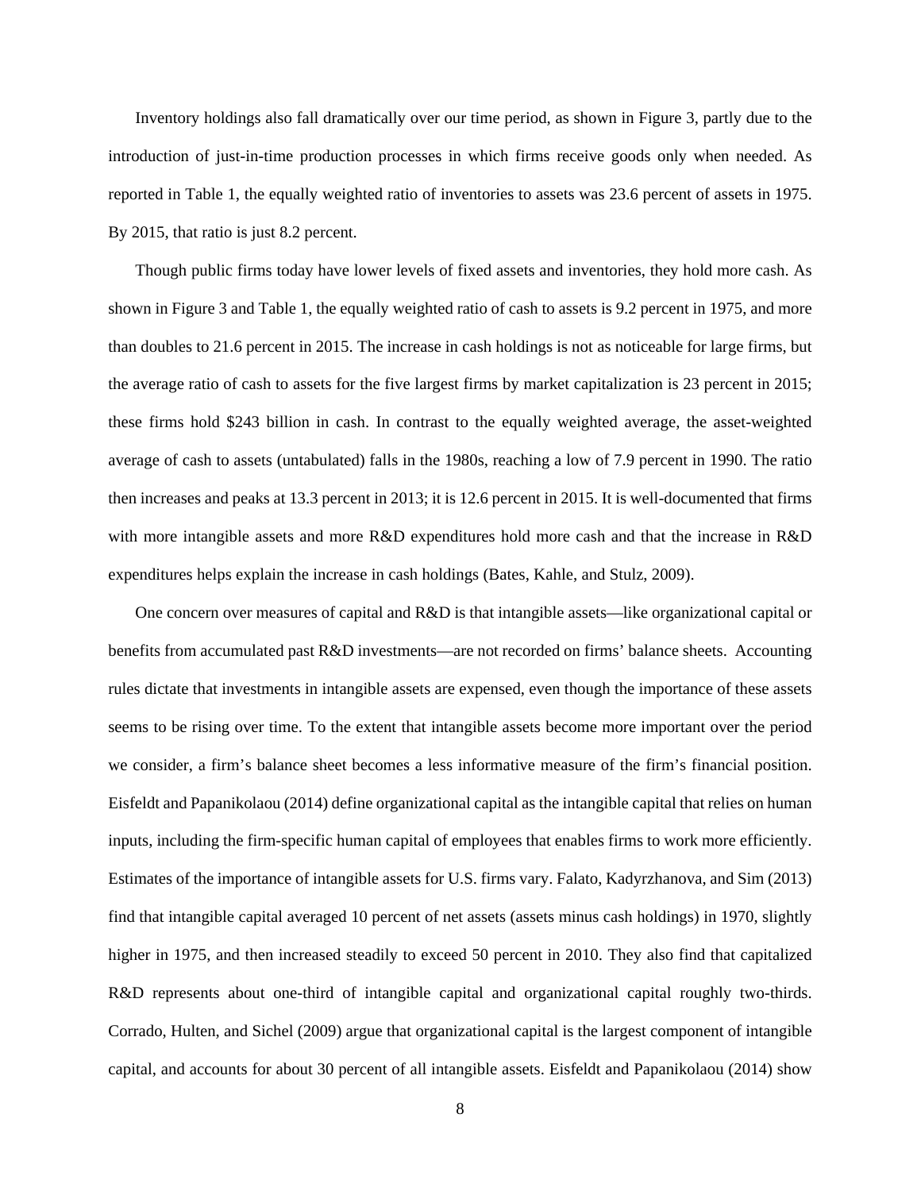Inventory holdings also fall dramatically over our time period, as shown in Figure 3, partly due to the introduction of just-in-time production processes in which firms receive goods only when needed. As reported in Table 1, the equally weighted ratio of inventories to assets was 23.6 percent of assets in 1975. By 2015, that ratio is just 8.2 percent.

Though public firms today have lower levels of fixed assets and inventories, they hold more cash. As shown in Figure 3 and Table 1, the equally weighted ratio of cash to assets is 9.2 percent in 1975, and more than doubles to 21.6 percent in 2015. The increase in cash holdings is not as noticeable for large firms, but the average ratio of cash to assets for the five largest firms by market capitalization is 23 percent in 2015; these firms hold $243 billion in cash. In contrast to the equally weighted average, the asset-weighted average of cash to assets (untabulated) falls in the 1980s, reaching a low of 7.9 percent in 1990. The ratio then increases and peaks at 13.3 percent in 2013; it is 12.6 percent in 2015. It is well-documented that firms with more intangible assets and more R&D expenditures hold more cash and that the increase in R&D expenditures helps explain the increase in cash holdings (Bates, Kahle, and Stulz, 2009).

One concern over measures of capital and R&D is that intangible assets—like organizational capital or benefits from accumulated past R&D investments—are not recorded on firms' balance sheets. Accounting rules dictate that investments in intangible assets are expensed, even though the importance of these assets seems to be rising over time. To the extent that intangible assets become more important over the period we consider, a firm's balance sheet becomes a less informative measure of the firm's financial position. Eisfeldt and Papanikolaou (2014) define organizational capital as the intangible capital that relies on human inputs, including the firm-specific human capital of employees that enables firms to work more efficiently. Estimates of the importance of intangible assets for U.S. firms vary. Falato, Kadyrzhanova, and Sim (2013) find that intangible capital averaged 10 percent of net assets (assets minus cash holdings) in 1970, slightly higher in 1975, and then increased steadily to exceed 50 percent in 2010. They also find that capitalized R&D represents about one-third of intangible capital and organizational capital roughly two-thirds. Corrado, Hulten, and Sichel (2009) argue that organizational capital is the largest component of intangible capital, and accounts for about 30 percent of all intangible assets. Eisfeldt and Papanikolaou (2014) show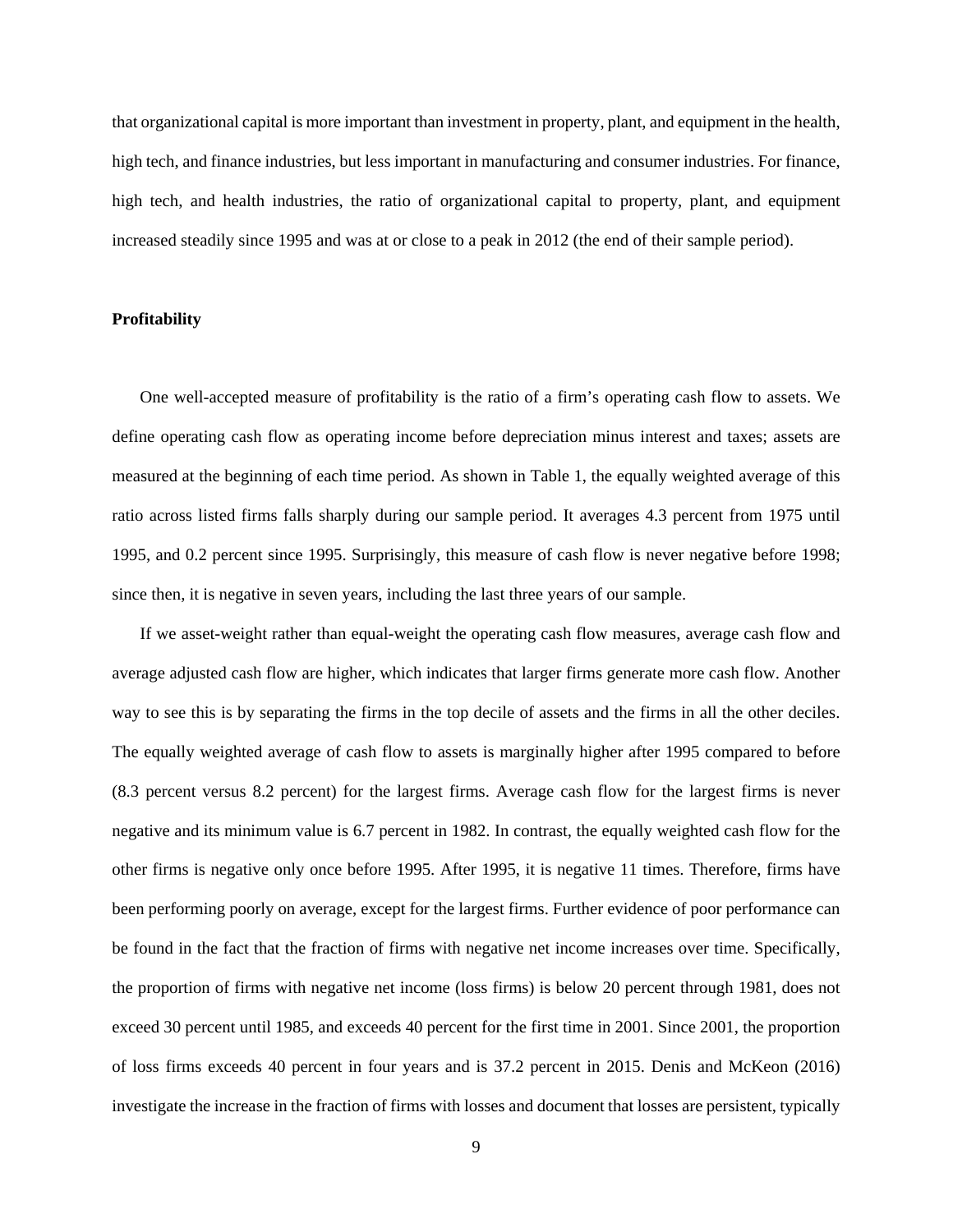that organizational capital is more important than investment in property, plant, and equipment in the health, high tech, and finance industries, but less important in manufacturing and consumer industries. For finance, high tech, and health industries, the ratio of organizational capital to property, plant, and equipment increased steadily since 1995 and was at or close to a peak in 2012 (the end of their sample period).

**Profitability**

One well-accepted measure of profitability is the ratio of a firm's operating cash flow to assets. We define operating cash flow as operating income before depreciation minus interest and taxes; assets are measured at the beginning of each time period. As shown in Table 1, the equally weighted average of this ratio across listed firms falls sharply during our sample period. It averages 4.3 percent from 1975 until 1995, and 0.2 percent since 1995. Surprisingly, this measure of cash flow is never negative before 1998; since then, it is negative in seven years, including the last three years of our sample.

If we asset-weight rather than equal-weight the operating cash flow measures, average cash flow and average adjusted cash flow are higher, which indicates that larger firms generate more cash flow. Another way to see this is by separating the firms in the top decile of assets and the firms in all the other deciles. The equally weighted average of cash flow to assets is marginally higher after 1995 compared to before (8.3 percent versus 8.2 percent) for the largest firms. Average cash flow for the largest firms is never negative and its minimum value is 6.7 percent in 1982. In contrast, the equally weighted cash flow for the other firms is negative only once before 1995. After 1995, it is negative 11 times. Therefore, firms have been performing poorly on average, except for the largest firms. Further evidence of poor performance can be found in the fact that the fraction of firms with negative net income increases over time. Specifically, the proportion of firms with negative net income (loss firms) is below 20 percent through 1981, does not exceed 30 percent until 1985, and exceeds 40 percent for the first time in 2001. Since 2001, the proportion of loss firms exceeds 40 percent in four years and is 37.2 percent in 2015. Denis and McKeon (2016) investigate the increase in the fraction of firms with losses and document that losses are persistent, typically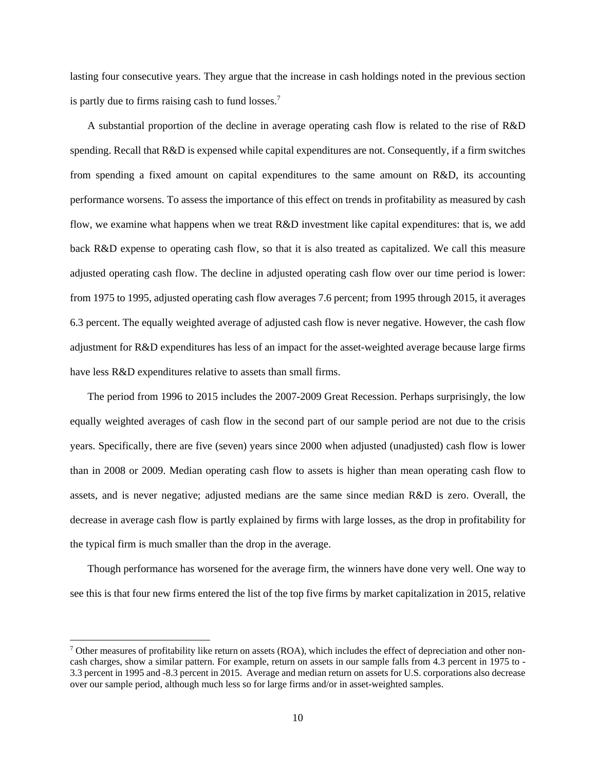lasting four consecutive years. They argue that the increase in cash holdings noted in the previous section is partly due to firms raising cash to fund losses.[7]

A substantial proportion of the decline in average operating cash flow is related to the rise of R&D spending. Recall that R&D is expensed while capital expenditures are not. Consequently, if a firm switches from spending a fixed amount on capital expenditures to the same amount on R&D, its accounting performance worsens. To assess the importance of this effect on trends in profitability as measured by cash flow, we examine what happens when we treat R&D investment like capital expenditures: that is, we add back R&D expense to operating cash flow, so that it is also treated as capitalized. We call this measure adjusted operating cash flow. The decline in adjusted operating cash flow over our time period is lower: from 1975 to 1995, adjusted operating cash flow averages 7.6 percent; from 1995 through 2015, it averages 6.3 percent. The equally weighted average of adjusted cash flow is never negative. However, the cash flow adjustment for R&D expenditures has less of an impact for the asset-weighted average because large firms have less R&D expenditures relative to assets than small firms.

The period from 1996 to 2015 includes the 2007-2009 Great Recession. Perhaps surprisingly, the low equally weighted averages of cash flow in the second part of our sample period are not due to the crisis years. Specifically, there are five (seven) years since 2000 when adjusted (unadjusted) cash flow is lower than in 2008 or 2009. Median operating cash flow to assets is higher than mean operating cash flow to assets, and is never negative; adjusted medians are the same since median R&D is zero. Overall, the decrease in average cash flow is partly explained by firms with large losses, as the drop in profitability for the typical firm is much smaller than the drop in the average.

Though performance has worsened for the average firm, the winners have done very well. One way to see this is that four new firms entered the list of the top five firms by market capitalization in 2015, relative

[7] Other measures of profitability like return on assets (ROA), which includes the effect of depreciation and other non-cash charges, show a similar pattern. For example, return on assets in our sample falls from 4.3 percent in 1975 to -3.3 percent in 1995 and -8.3 percent in 2015. Average and median return on assets for U.S. corporations also decrease over our sample period, although much less so for large firms and/or in asset-weighted samples.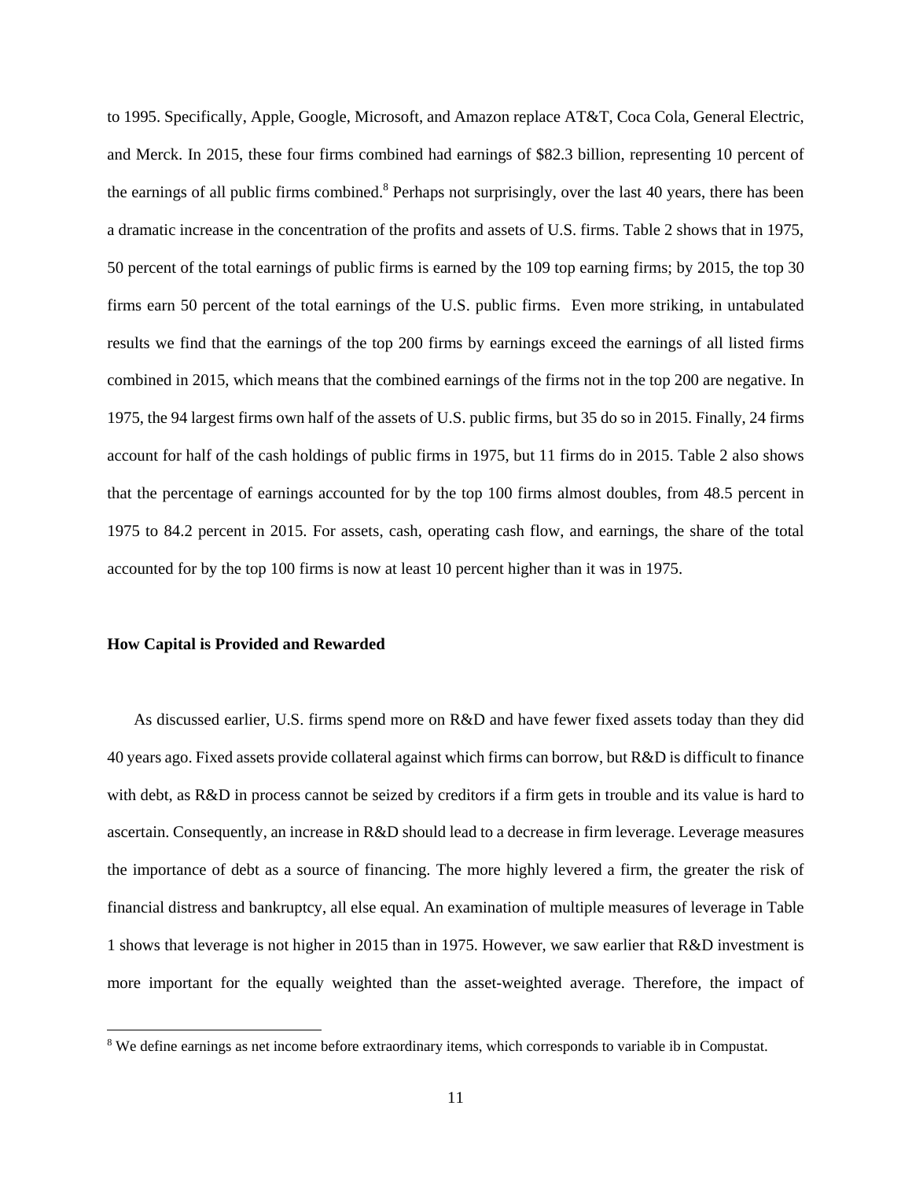to 1995. Specifically, Apple, Google, Microsoft, and Amazon replace AT&T, Coca Cola, General Electric, and Merck. In 2015, these four firms combined had earnings of $82.3 billion, representing 10 percent of the earnings of all public firms combined.[8] Perhaps not surprisingly, over the last 40 years, there has been a dramatic increase in the concentration of the profits and assets of U.S. firms. Table 2 shows that in 1975, 50 percent of the total earnings of public firms is earned by the 109 top earning firms; by 2015, the top 30 firms earn 50 percent of the total earnings of the U.S. public firms. Even more striking, in untabulated results we find that the earnings of the top 200 firms by earnings exceed the earnings of all listed firms combined in 2015, which means that the combined earnings of the firms not in the top 200 are negative. In 1975, the 94 largest firms own half of the assets of U.S. public firms, but 35 do so in 2015. Finally, 24 firms account for half of the cash holdings of public firms in 1975, but 11 firms do in 2015. Table 2 also shows that the percentage of earnings accounted for by the top 100 firms almost doubles, from 48.5 percent in 1975 to 84.2 percent in 2015. For assets, cash, operating cash flow, and earnings, the share of the total accounted for by the top 100 firms is now at least 10 percent higher than it was in 1975.

### How Capital is Provided and Rewarded

As discussed earlier, U.S. firms spend more on R&D and have fewer fixed assets today than they did 40 years ago. Fixed assets provide collateral against which firms can borrow, but R&D is difficult to finance with debt, as R&D in process cannot be seized by creditors if a firm gets in trouble and its value is hard to ascertain. Consequently, an increase in R&D should lead to a decrease in firm leverage. Leverage measures the importance of debt as a source of financing. The more highly levered a firm, the greater the risk of financial distress and bankruptcy, all else equal. An examination of multiple measures of leverage in Table 1 shows that leverage is not higher in 2015 than in 1975. However, we saw earlier that R&D investment is more important for the equally weighted than the asset-weighted average. Therefore, the impact of

[8] We define earnings as net income before extraordinary items, which corresponds to variable ib in Compustat.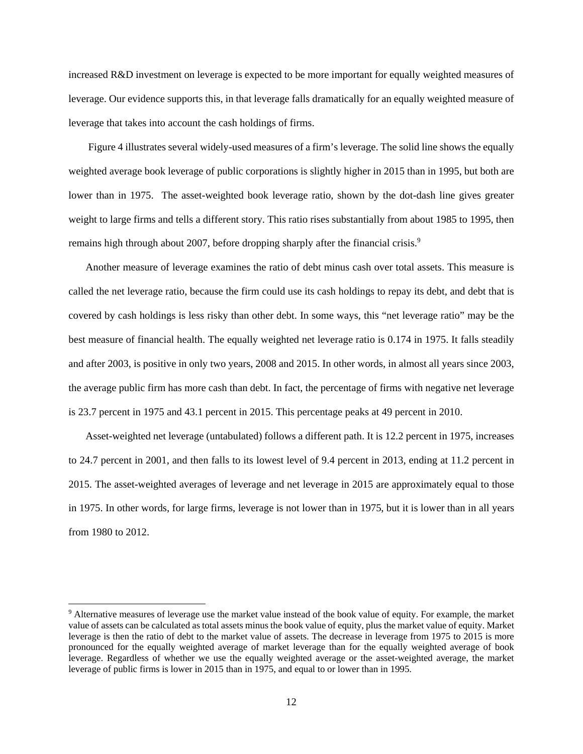increased R&D investment on leverage is expected to be more important for equally weighted measures of leverage. Our evidence supports this, in that leverage falls dramatically for an equally weighted measure of leverage that takes into account the cash holdings of firms.

Figure 4 illustrates several widely-used measures of a firm's leverage. The solid line shows the equally weighted average book leverage of public corporations is slightly higher in 2015 than in 1995, but both are lower than in 1975. The asset-weighted book leverage ratio, shown by the dot-dash line gives greater weight to large firms and tells a different story. This ratio rises substantially from about 1985 to 1995, then remains high through about 2007, before dropping sharply after the financial crisis.[9]

Another measure of leverage examines the ratio of debt minus cash over total assets. This measure is called the net leverage ratio, because the firm could use its cash holdings to repay its debt, and debt that is covered by cash holdings is less risky than other debt. In some ways, this "net leverage ratio" may be the best measure of financial health. The equally weighted net leverage ratio is 0.174 in 1975. It falls steadily and after 2003, is positive in only two years, 2008 and 2015. In other words, in almost all years since 2003, the average public firm has more cash than debt. In fact, the percentage of firms with negative net leverage is 23.7 percent in 1975 and 43.1 percent in 2015. This percentage peaks at 49 percent in 2010.

Asset-weighted net leverage (untabulated) follows a different path. It is 12.2 percent in 1975, increases to 24.7 percent in 2001, and then falls to its lowest level of 9.4 percent in 2013, ending at 11.2 percent in 2015. The asset-weighted averages of leverage and net leverage in 2015 are approximately equal to those in 1975. In other words, for large firms, leverage is not lower than in 1975, but it is lower than in all years from 1980 to 2012.

---

[9] Alternative measures of leverage use the market value instead of the book value of equity. For example, the market value of assets can be calculated as total assets minus the book value of equity, plus the market value of equity. Market leverage is then the ratio of debt to the market value of assets. The decrease in leverage from 1975 to 2015 is more pronounced for the equally weighted average of market leverage than for the equally weighted average of book leverage. Regardless of whether we use the equally weighted average or the asset-weighted average, the market leverage of public firms is lower in 2015 than in 1975, and equal to or lower than in 1995.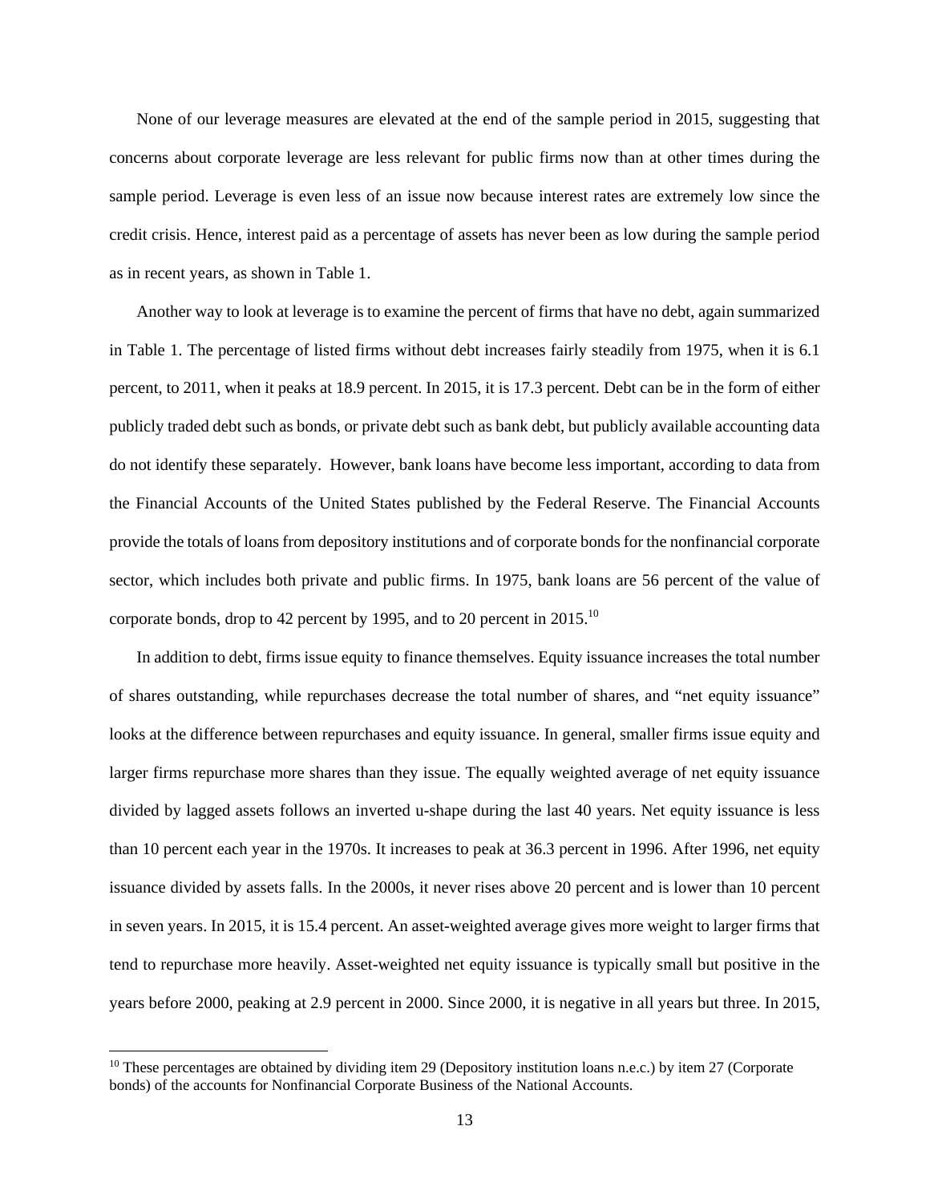None of our leverage measures are elevated at the end of the sample period in 2015, suggesting that concerns about corporate leverage are less relevant for public firms now than at other times during the sample period. Leverage is even less of an issue now because interest rates are extremely low since the credit crisis. Hence, interest paid as a percentage of assets has never been as low during the sample period as in recent years, as shown in Table 1.

Another way to look at leverage is to examine the percent of firms that have no debt, again summarized in Table 1. The percentage of listed firms without debt increases fairly steadily from 1975, when it is 6.1 percent, to 2011, when it peaks at 18.9 percent. In 2015, it is 17.3 percent. Debt can be in the form of either publicly traded debt such as bonds, or private debt such as bank debt, but publicly available accounting data do not identify these separately. However, bank loans have become less important, according to data from the Financial Accounts of the United States published by the Federal Reserve. The Financial Accounts provide the totals of loans from depository institutions and of corporate bonds for the nonfinancial corporate sector, which includes both private and public firms. In 1975, bank loans are 56 percent of the value of corporate bonds, drop to 42 percent by 1995, and to 20 percent in 2015.[10]

In addition to debt, firms issue equity to finance themselves. Equity issuance increases the total number of shares outstanding, while repurchases decrease the total number of shares, and "net equity issuance" looks at the difference between repurchases and equity issuance. In general, smaller firms issue equity and larger firms repurchase more shares than they issue. The equally weighted average of net equity issuance divided by lagged assets follows an inverted u-shape during the last 40 years. Net equity issuance is less than 10 percent each year in the 1970s. It increases to peak at 36.3 percent in 1996. After 1996, net equity issuance divided by assets falls. In the 2000s, it never rises above 20 percent and is lower than 10 percent in seven years. In 2015, it is 15.4 percent. An asset-weighted average gives more weight to larger firms that tend to repurchase more heavily. Asset-weighted net equity issuance is typically small but positive in the years before 2000, peaking at 2.9 percent in 2000. Since 2000, it is negative in all years but three. In 2015,

[10] These percentages are obtained by dividing item 29 (Depository institution loans n.e.c.) by item 27 (Corporate bonds) of the accounts for Nonfinancial Corporate Business of the National Accounts.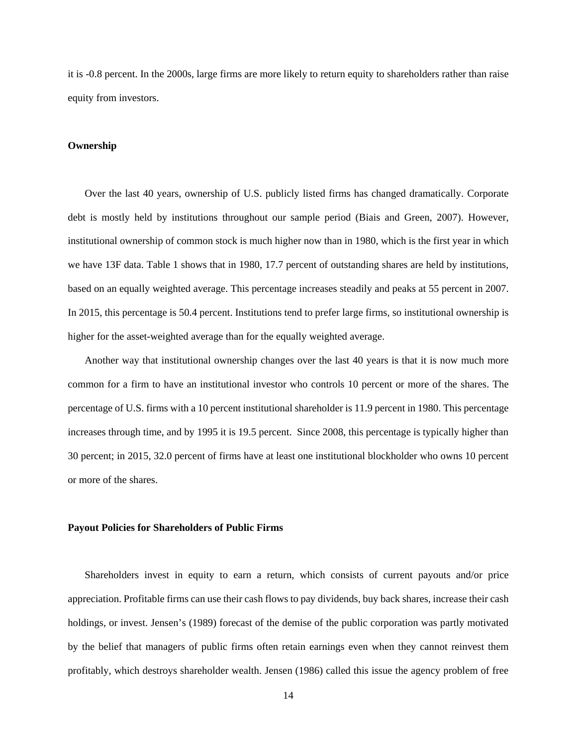it is -0.8 percent. In the 2000s, large firms are more likely to return equity to shareholders rather than raise equity from investors.

**Ownership**

Over the last 40 years, ownership of U.S. publicly listed firms has changed dramatically. Corporate debt is mostly held by institutions throughout our sample period (Biais and Green, 2007). However, institutional ownership of common stock is much higher now than in 1980, which is the first year in which we have 13F data. Table 1 shows that in 1980, 17.7 percent of outstanding shares are held by institutions, based on an equally weighted average. This percentage increases steadily and peaks at 55 percent in 2007. In 2015, this percentage is 50.4 percent. Institutions tend to prefer large firms, so institutional ownership is higher for the asset-weighted average than for the equally weighted average.

Another way that institutional ownership changes over the last 40 years is that it is now much more common for a firm to have an institutional investor who controls 10 percent or more of the shares. The percentage of U.S. firms with a 10 percent institutional shareholder is 11.9 percent in 1980. This percentage increases through time, and by 1995 it is 19.5 percent. Since 2008, this percentage is typically higher than 30 percent; in 2015, 32.0 percent of firms have at least one institutional blockholder who owns 10 percent or more of the shares.

**Payout Policies for Shareholders of Public Firms**

Shareholders invest in equity to earn a return, which consists of current payouts and/or price appreciation. Profitable firms can use their cash flows to pay dividends, buy back shares, increase their cash holdings, or invest. Jensen's (1989) forecast of the demise of the public corporation was partly motivated by the belief that managers of public firms often retain earnings even when they cannot reinvest them profitably, which destroys shareholder wealth. Jensen (1986) called this issue the agency problem of free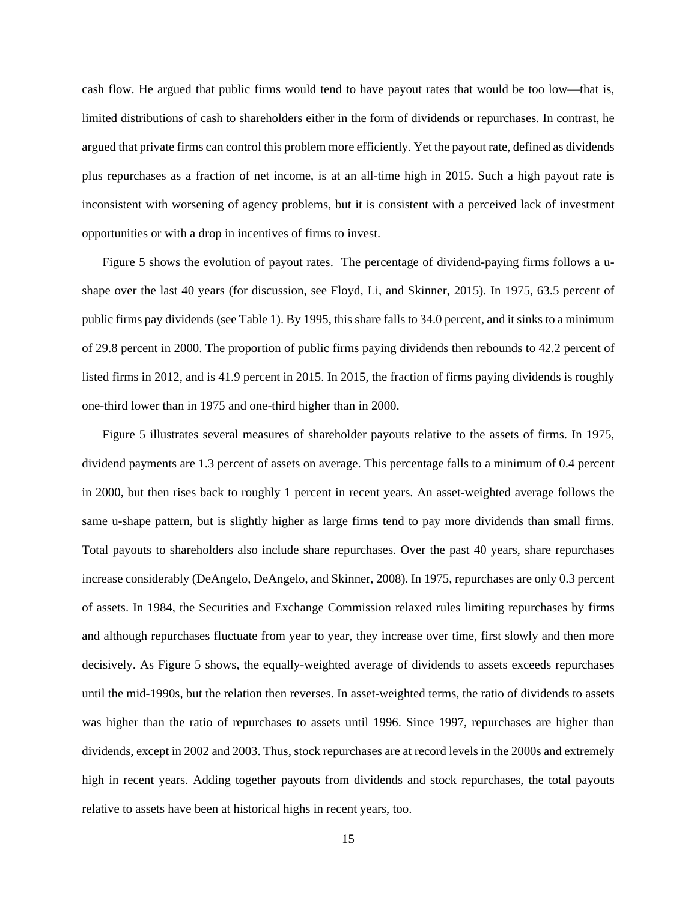cash flow. He argued that public firms would tend to have payout rates that would be too low—that is, limited distributions of cash to shareholders either in the form of dividends or repurchases. In contrast, he argued that private firms can control this problem more efficiently. Yet the payout rate, defined as dividends plus repurchases as a fraction of net income, is at an all-time high in 2015. Such a high payout rate is inconsistent with worsening of agency problems, but it is consistent with a perceived lack of investment opportunities or with a drop in incentives of firms to invest.

Figure 5 shows the evolution of payout rates. The percentage of dividend-paying firms follows a u-shape over the last 40 years (for discussion, see Floyd, Li, and Skinner, 2015). In 1975, 63.5 percent of public firms pay dividends (see Table 1). By 1995, this share falls to 34.0 percent, and it sinks to a minimum of 29.8 percent in 2000. The proportion of public firms paying dividends then rebounds to 42.2 percent of listed firms in 2012, and is 41.9 percent in 2015. In 2015, the fraction of firms paying dividends is roughly one-third lower than in 1975 and one-third higher than in 2000.

Figure 5 illustrates several measures of shareholder payouts relative to the assets of firms. In 1975, dividend payments are 1.3 percent of assets on average. This percentage falls to a minimum of 0.4 percent in 2000, but then rises back to roughly 1 percent in recent years. An asset-weighted average follows the same u-shape pattern, but is slightly higher as large firms tend to pay more dividends than small firms. Total payouts to shareholders also include share repurchases. Over the past 40 years, share repurchases increase considerably (DeAngelo, DeAngelo, and Skinner, 2008). In 1975, repurchases are only 0.3 percent of assets. In 1984, the Securities and Exchange Commission relaxed rules limiting repurchases by firms and although repurchases fluctuate from year to year, they increase over time, first slowly and then more decisively. As Figure 5 shows, the equally-weighted average of dividends to assets exceeds repurchases until the mid-1990s, but the relation then reverses. In asset-weighted terms, the ratio of dividends to assets was higher than the ratio of repurchases to assets until 1996. Since 1997, repurchases are higher than dividends, except in 2002 and 2003. Thus, stock repurchases are at record levels in the 2000s and extremely high in recent years. Adding together payouts from dividends and stock repurchases, the total payouts relative to assets have been at historical highs in recent years, too.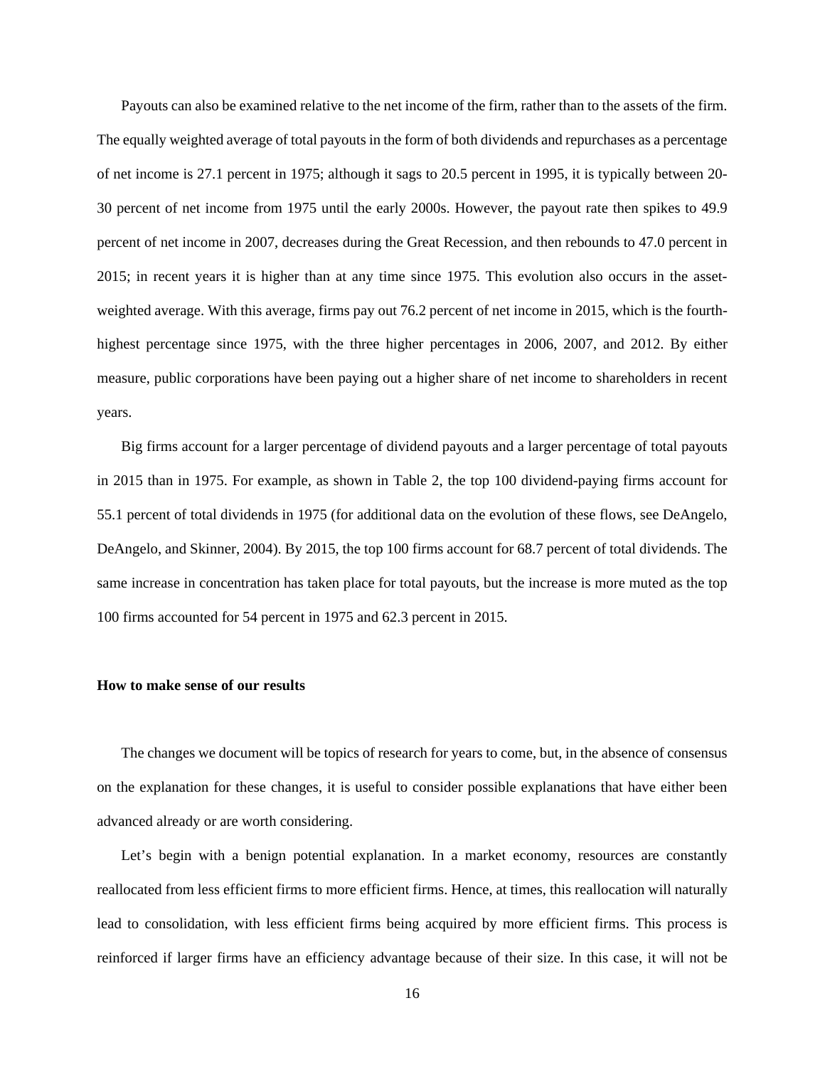Payouts can also be examined relative to the net income of the firm, rather than to the assets of the firm. The equally weighted average of total payouts in the form of both dividends and repurchases as a percentage of net income is 27.1 percent in 1975; although it sags to 20.5 percent in 1995, it is typically between 20-30 percent of net income from 1975 until the early 2000s. However, the payout rate then spikes to 49.9 percent of net income in 2007, decreases during the Great Recession, and then rebounds to 47.0 percent in 2015; in recent years it is higher than at any time since 1975. This evolution also occurs in the asset-weighted average. With this average, firms pay out 76.2 percent of net income in 2015, which is the fourth-highest percentage since 1975, with the three higher percentages in 2006, 2007, and 2012. By either measure, public corporations have been paying out a higher share of net income to shareholders in recent years.

Big firms account for a larger percentage of dividend payouts and a larger percentage of total payouts in 2015 than in 1975. For example, as shown in Table 2, the top 100 dividend-paying firms account for 55.1 percent of total dividends in 1975 (for additional data on the evolution of these flows, see DeAngelo, DeAngelo, and Skinner, 2004). By 2015, the top 100 firms account for 68.7 percent of total dividends. The same increase in concentration has taken place for total payouts, but the increase is more muted as the top 100 firms accounted for 54 percent in 1975 and 62.3 percent in 2015.

**How to make sense of our results**

The changes we document will be topics of research for years to come, but, in the absence of consensus on the explanation for these changes, it is useful to consider possible explanations that have either been advanced already or are worth considering.

Let's begin with a benign potential explanation. In a market economy, resources are constantly reallocated from less efficient firms to more efficient firms. Hence, at times, this reallocation will naturally lead to consolidation, with less efficient firms being acquired by more efficient firms. This process is reinforced if larger firms have an efficiency advantage because of their size. In this case, it will not be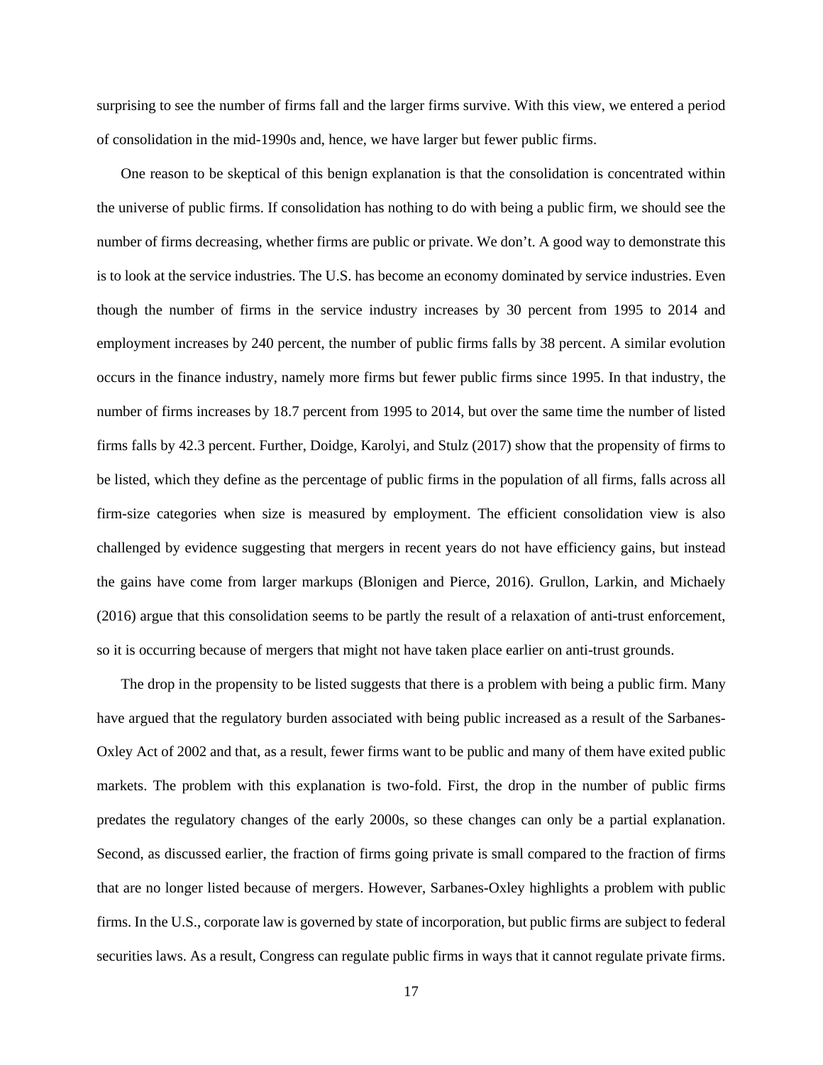surprising to see the number of firms fall and the larger firms survive. With this view, we entered a period of consolidation in the mid-1990s and, hence, we have larger but fewer public firms.

One reason to be skeptical of this benign explanation is that the consolidation is concentrated within the universe of public firms. If consolidation has nothing to do with being a public firm, we should see the number of firms decreasing, whether firms are public or private. We don't. A good way to demonstrate this is to look at the service industries. The U.S. has become an economy dominated by service industries. Even though the number of firms in the service industry increases by 30 percent from 1995 to 2014 and employment increases by 240 percent, the number of public firms falls by 38 percent. A similar evolution occurs in the finance industry, namely more firms but fewer public firms since 1995. In that industry, the number of firms increases by 18.7 percent from 1995 to 2014, but over the same time the number of listed firms falls by 42.3 percent. Further, Doidge, Karolyi, and Stulz (2017) show that the propensity of firms to be listed, which they define as the percentage of public firms in the population of all firms, falls across all firm-size categories when size is measured by employment. The efficient consolidation view is also challenged by evidence suggesting that mergers in recent years do not have efficiency gains, but instead the gains have come from larger markups (Blonigen and Pierce, 2016). Grullon, Larkin, and Michaely (2016) argue that this consolidation seems to be partly the result of a relaxation of anti-trust enforcement, so it is occurring because of mergers that might not have taken place earlier on anti-trust grounds.

The drop in the propensity to be listed suggests that there is a problem with being a public firm. Many have argued that the regulatory burden associated with being public increased as a result of the Sarbanes-Oxley Act of 2002 and that, as a result, fewer firms want to be public and many of them have exited public markets. The problem with this explanation is two-fold. First, the drop in the number of public firms predates the regulatory changes of the early 2000s, so these changes can only be a partial explanation. Second, as discussed earlier, the fraction of firms going private is small compared to the fraction of firms that are no longer listed because of mergers. However, Sarbanes-Oxley highlights a problem with public firms. In the U.S., corporate law is governed by state of incorporation, but public firms are subject to federal securities laws. As a result, Congress can regulate public firms in ways that it cannot regulate private firms.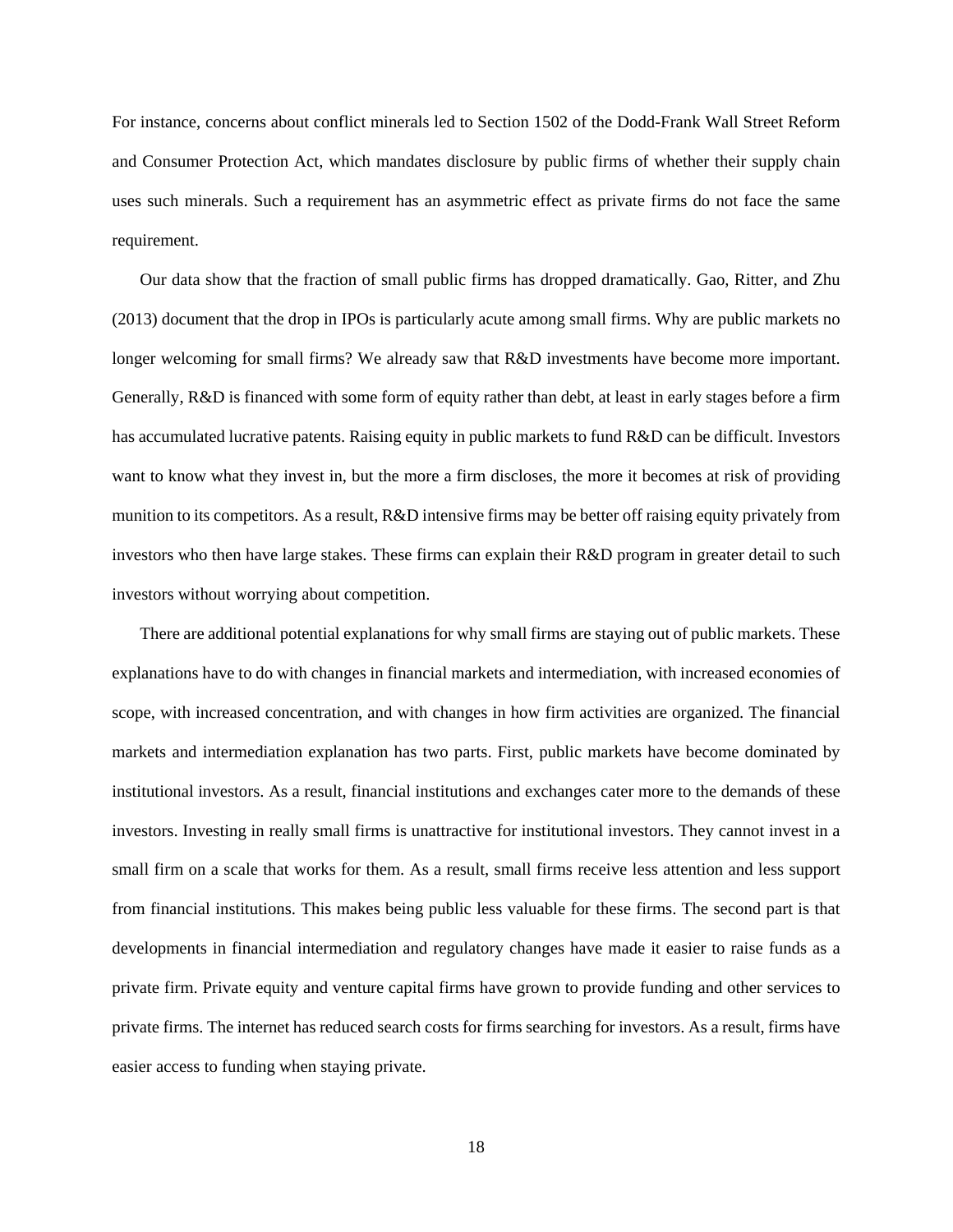For instance, concerns about conflict minerals led to Section 1502 of the Dodd-Frank Wall Street Reform and Consumer Protection Act, which mandates disclosure by public firms of whether their supply chain uses such minerals. Such a requirement has an asymmetric effect as private firms do not face the same requirement.

Our data show that the fraction of small public firms has dropped dramatically. Gao, Ritter, and Zhu (2013) document that the drop in IPOs is particularly acute among small firms. Why are public markets no longer welcoming for small firms? We already saw that R&D investments have become more important. Generally, R&D is financed with some form of equity rather than debt, at least in early stages before a firm has accumulated lucrative patents. Raising equity in public markets to fund R&D can be difficult. Investors want to know what they invest in, but the more a firm discloses, the more it becomes at risk of providing munition to its competitors. As a result, R&D intensive firms may be better off raising equity privately from investors who then have large stakes. These firms can explain their R&D program in greater detail to such investors without worrying about competition.

There are additional potential explanations for why small firms are staying out of public markets. These explanations have to do with changes in financial markets and intermediation, with increased economies of scope, with increased concentration, and with changes in how firm activities are organized. The financial markets and intermediation explanation has two parts. First, public markets have become dominated by institutional investors. As a result, financial institutions and exchanges cater more to the demands of these investors. Investing in really small firms is unattractive for institutional investors. They cannot invest in a small firm on a scale that works for them. As a result, small firms receive less attention and less support from financial institutions. This makes being public less valuable for these firms. The second part is that developments in financial intermediation and regulatory changes have made it easier to raise funds as a private firm. Private equity and venture capital firms have grown to provide funding and other services to private firms. The internet has reduced search costs for firms searching for investors. As a result, firms have easier access to funding when staying private.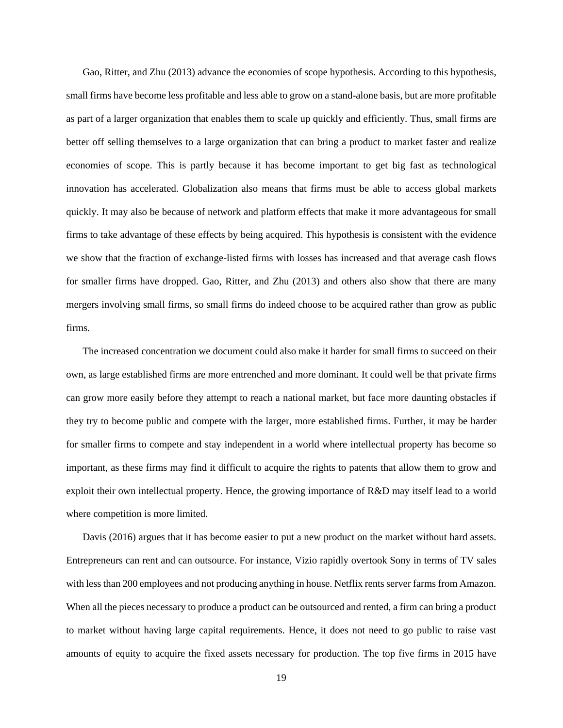Gao, Ritter, and Zhu (2013) advance the economies of scope hypothesis. According to this hypothesis, small firms have become less profitable and less able to grow on a stand-alone basis, but are more profitable as part of a larger organization that enables them to scale up quickly and efficiently. Thus, small firms are better off selling themselves to a large organization that can bring a product to market faster and realize economies of scope. This is partly because it has become important to get big fast as technological innovation has accelerated. Globalization also means that firms must be able to access global markets quickly. It may also be because of network and platform effects that make it more advantageous for small firms to take advantage of these effects by being acquired. This hypothesis is consistent with the evidence we show that the fraction of exchange-listed firms with losses has increased and that average cash flows for smaller firms have dropped. Gao, Ritter, and Zhu (2013) and others also show that there are many mergers involving small firms, so small firms do indeed choose to be acquired rather than grow as public firms.

The increased concentration we document could also make it harder for small firms to succeed on their own, as large established firms are more entrenched and more dominant. It could well be that private firms can grow more easily before they attempt to reach a national market, but face more daunting obstacles if they try to become public and compete with the larger, more established firms. Further, it may be harder for smaller firms to compete and stay independent in a world where intellectual property has become so important, as these firms may find it difficult to acquire the rights to patents that allow them to grow and exploit their own intellectual property. Hence, the growing importance of R&D may itself lead to a world where competition is more limited.

Davis (2016) argues that it has become easier to put a new product on the market without hard assets. Entrepreneurs can rent and can outsource. For instance, Vizio rapidly overtook Sony in terms of TV sales with less than 200 employees and not producing anything in house. Netflix rents server farms from Amazon. When all the pieces necessary to produce a product can be outsourced and rented, a firm can bring a product to market without having large capital requirements. Hence, it does not need to go public to raise vast amounts of equity to acquire the fixed assets necessary for production. The top five firms in 2015 have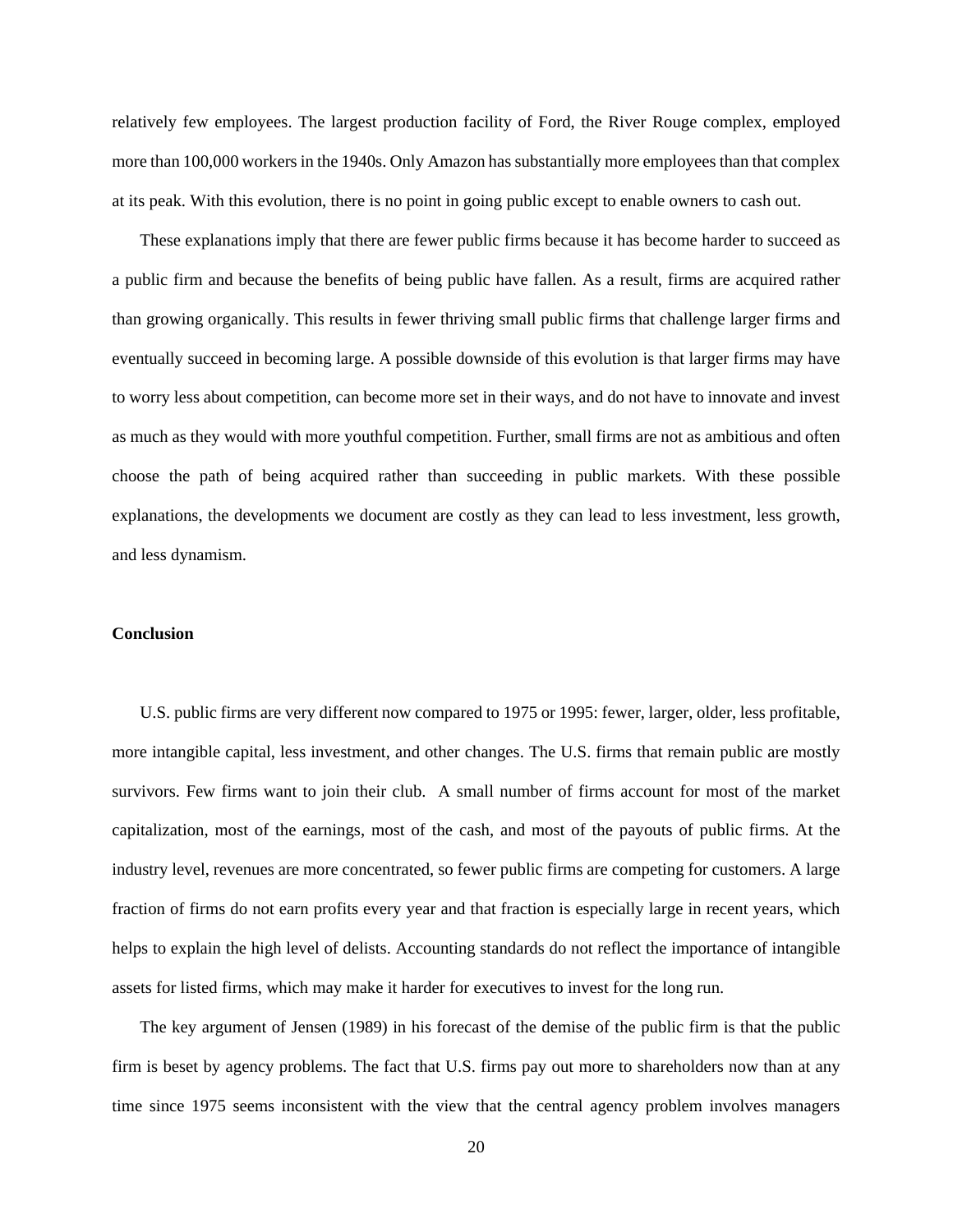relatively few employees. The largest production facility of Ford, the River Rouge complex, employed more than 100,000 workers in the 1940s. Only Amazon has substantially more employees than that complex at its peak. With this evolution, there is no point in going public except to enable owners to cash out.

These explanations imply that there are fewer public firms because it has become harder to succeed as a public firm and because the benefits of being public have fallen. As a result, firms are acquired rather than growing organically. This results in fewer thriving small public firms that challenge larger firms and eventually succeed in becoming large. A possible downside of this evolution is that larger firms may have to worry less about competition, can become more set in their ways, and do not have to innovate and invest as much as they would with more youthful competition. Further, small firms are not as ambitious and often choose the path of being acquired rather than succeeding in public markets. With these possible explanations, the developments we document are costly as they can lead to less investment, less growth, and less dynamism.

**Conclusion**

U.S. public firms are very different now compared to 1975 or 1995: fewer, larger, older, less profitable, more intangible capital, less investment, and other changes. The U.S. firms that remain public are mostly survivors. Few firms want to join their club. A small number of firms account for most of the market capitalization, most of the earnings, most of the cash, and most of the payouts of public firms. At the industry level, revenues are more concentrated, so fewer public firms are competing for customers. A large fraction of firms do not earn profits every year and that fraction is especially large in recent years, which helps to explain the high level of delists. Accounting standards do not reflect the importance of intangible assets for listed firms, which may make it harder for executives to invest for the long run.

The key argument of Jensen (1989) in his forecast of the demise of the public firm is that the public firm is beset by agency problems. The fact that U.S. firms pay out more to shareholders now than at any time since 1975 seems inconsistent with the view that the central agency problem involves managers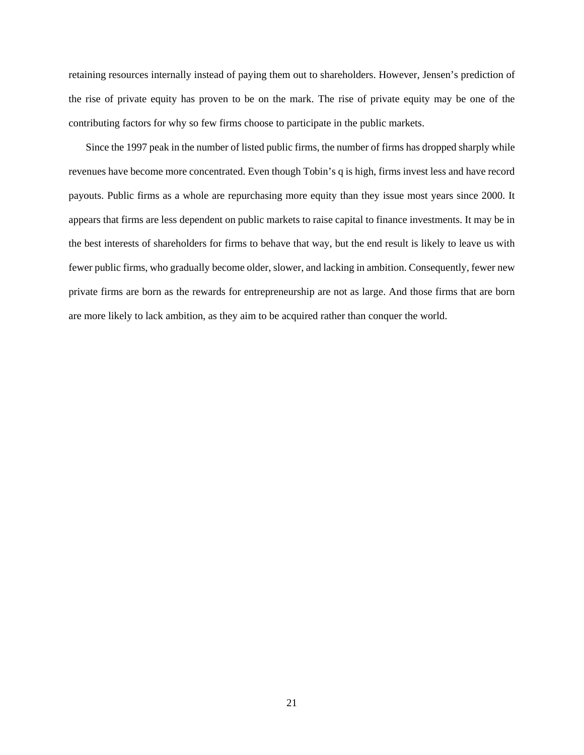retaining resources internally instead of paying them out to shareholders. However, Jensen's prediction of the rise of private equity has proven to be on the mark. The rise of private equity may be one of the contributing factors for why so few firms choose to participate in the public markets.

Since the 1997 peak in the number of listed public firms, the number of firms has dropped sharply while revenues have become more concentrated. Even though Tobin's q is high, firms invest less and have record payouts. Public firms as a whole are repurchasing more equity than they issue most years since 2000. It appears that firms are less dependent on public markets to raise capital to finance investments. It may be in the best interests of shareholders for firms to behave that way, but the end result is likely to leave us with fewer public firms, who gradually become older, slower, and lacking in ambition. Consequently, fewer new private firms are born as the rewards for entrepreneurship are not as large. And those firms that are born are more likely to lack ambition, as they aim to be acquired rather than conquer the world.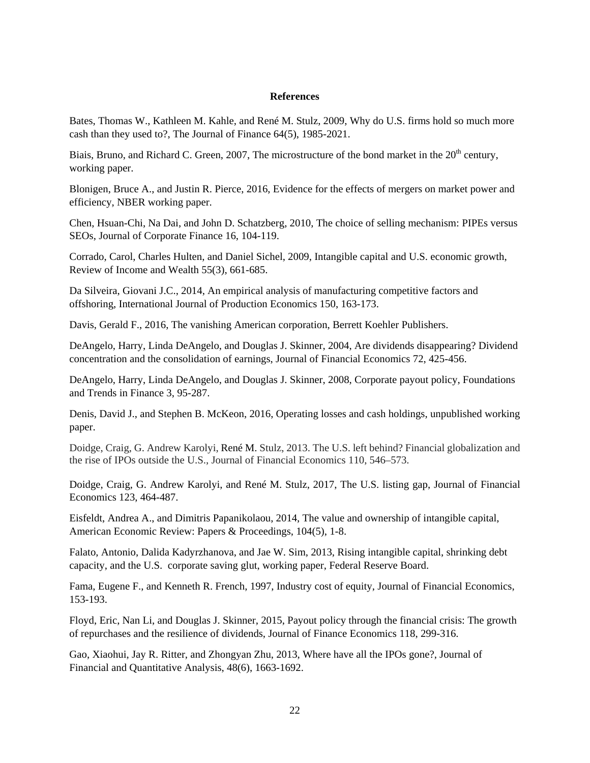**References**

Bates, Thomas W., Kathleen M. Kahle, and René M. Stulz, 2009, Why do U.S. firms hold so much more cash than they used to?, The Journal of Finance 64(5), 1985-2021.

Biais, Bruno, and Richard C. Green, 2007, The microstructure of the bond market in the 20th century, working paper.

Blonigen, Bruce A., and Justin R. Pierce, 2016, Evidence for the effects of mergers on market power and efficiency, NBER working paper.

Chen, Hsuan-Chi, Na Dai, and John D. Schatzberg, 2010, The choice of selling mechanism: PIPEs versus SEOs, Journal of Corporate Finance 16, 104-119.

Corrado, Carol, Charles Hulten, and Daniel Sichel, 2009, Intangible capital and U.S. economic growth, Review of Income and Wealth 55(3), 661-685.

Da Silveira, Giovani J.C., 2014, An empirical analysis of manufacturing competitive factors and offshoring, International Journal of Production Economics 150, 163-173.

Davis, Gerald F., 2016, The vanishing American corporation, Berrett Koehler Publishers.

DeAngelo, Harry, Linda DeAngelo, and Douglas J. Skinner, 2004, Are dividends disappearing? Dividend concentration and the consolidation of earnings, Journal of Financial Economics 72, 425-456.

DeAngelo, Harry, Linda DeAngelo, and Douglas J. Skinner, 2008, Corporate payout policy, Foundations and Trends in Finance 3, 95-287.

Denis, David J., and Stephen B. McKeon, 2016, Operating losses and cash holdings, unpublished working paper.

Doidge, Craig, G. Andrew Karolyi, René M. Stulz, 2013. The U.S. left behind? Financial globalization and the rise of IPOs outside the U.S., Journal of Financial Economics 110, 546–573.

Doidge, Craig, G. Andrew Karolyi, and René M. Stulz, 2017, The U.S. listing gap, Journal of Financial Economics 123, 464-487.

Eisfeldt, Andrea A., and Dimitris Papanikolaou, 2014, The value and ownership of intangible capital, American Economic Review: Papers & Proceedings, 104(5), 1-8.

Falato, Antonio, Dalida Kadyrzhanova, and Jae W. Sim, 2013, Rising intangible capital, shrinking debt capacity, and the U.S. corporate saving glut, working paper, Federal Reserve Board.

Fama, Eugene F., and Kenneth R. French, 1997, Industry cost of equity, Journal of Financial Economics, 153-193.

Floyd, Eric, Nan Li, and Douglas J. Skinner, 2015, Payout policy through the financial crisis: The growth of repurchases and the resilience of dividends, Journal of Finance Economics 118, 299-316.

Gao, Xiaohui, Jay R. Ritter, and Zhongyan Zhu, 2013, Where have all the IPOs gone?, Journal of Financial and Quantitative Analysis, 48(6), 1663-1692.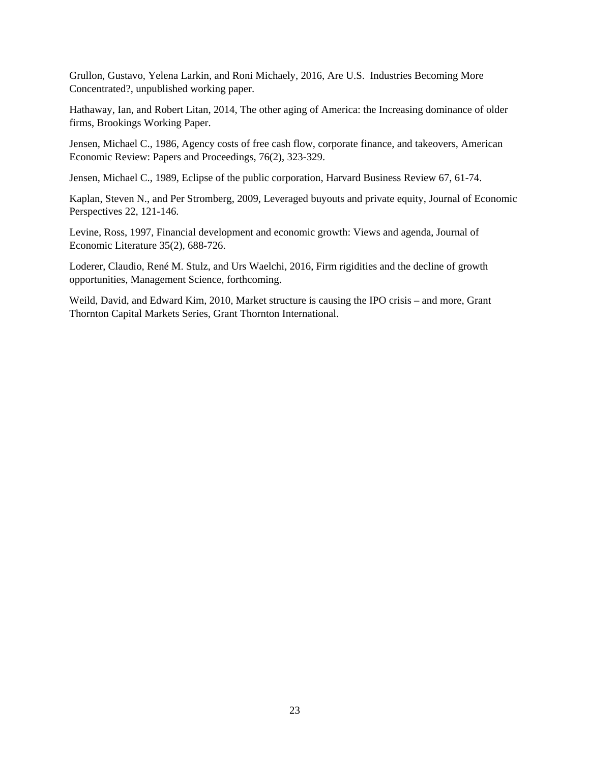Grullon, Gustavo, Yelena Larkin, and Roni Michaely, 2016, Are U.S. Industries Becoming More Concentrated?, unpublished working paper.

Hathaway, Ian, and Robert Litan, 2014, The other aging of America: the Increasing dominance of older firms, Brookings Working Paper.

Jensen, Michael C., 1986, Agency costs of free cash flow, corporate finance, and takeovers, American Economic Review: Papers and Proceedings, 76(2), 323-329.

Jensen, Michael C., 1989, Eclipse of the public corporation, Harvard Business Review 67, 61-74.

Kaplan, Steven N., and Per Stromberg, 2009, Leveraged buyouts and private equity, Journal of Economic Perspectives 22, 121-146.

Levine, Ross, 1997, Financial development and economic growth: Views and agenda, Journal of Economic Literature 35(2), 688-726.

Loderer, Claudio, René M. Stulz, and Urs Waelchi, 2016, Firm rigidities and the decline of growth opportunities, Management Science, forthcoming.

Weild, David, and Edward Kim, 2010, Market structure is causing the IPO crisis – and more, Grant Thornton Capital Markets Series, Grant Thornton International.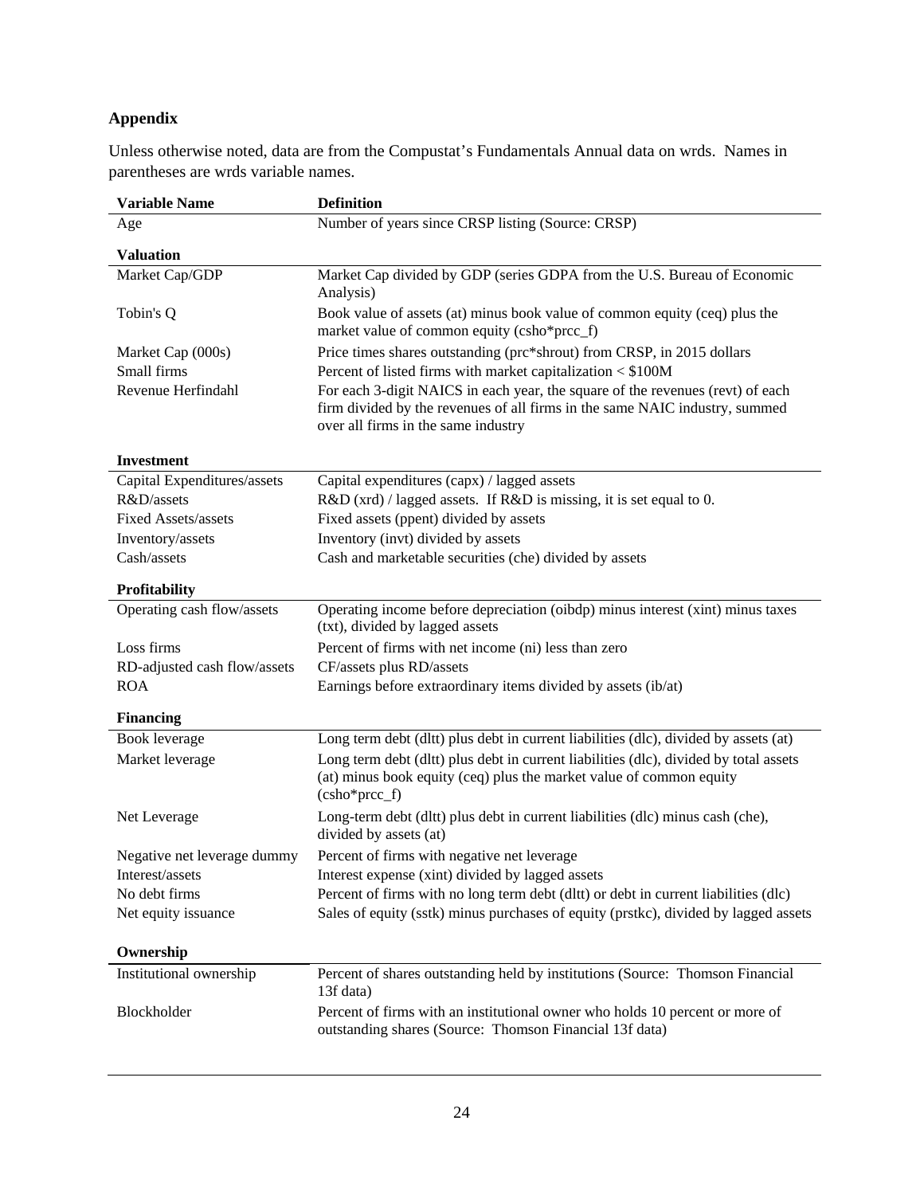## Appendix

Unless otherwise noted, data are from the Compustat's Fundamentals Annual data on wrds. Names in parentheses are wrds variable names.

| Variable Name | Definition |
|---|---|
| Age | Number of years since CRSP listing (Source: CRSP) |
| **Valuation** | |
| Market Cap/GDP | Market Cap divided by GDP (series GDPA from the U.S. Bureau of Economic Analysis) |
| Tobin's Q | Book value of assets (at) minus book value of common equity (ceq) plus the market value of common equity (csho*prcc_f) |
| Market Cap (000s) | Price times shares outstanding (prc*shrout) from CRSP, in 2015 dollars |
| Small firms | Percent of listed firms with market capitalization < $100M |
| Revenue Herfindahl | For each 3-digit NAICS in each year, the square of the revenues (revt) of each firm divided by the revenues of all firms in the same NAIC industry, summed over all firms in the same industry |
| **Investment** | |
| Capital Expenditures/assets | Capital expenditures (capx) / lagged assets |
| R&D/assets | R&D (xrd) / lagged assets. If R&D is missing, it is set equal to 0. |
| Fixed Assets/assets | Fixed assets (ppent) divided by assets |
| Inventory/assets | Inventory (invt) divided by assets |
| Cash/assets | Cash and marketable securities (che) divided by assets |
| **Profitability** | |
| Operating cash flow/assets | Operating income before depreciation (oibdp) minus interest (xint) minus taxes (txt), divided by lagged assets |
| Loss firms | Percent of firms with net income (ni) less than zero |
| RD-adjusted cash flow/assets | CF/assets plus RD/assets |
| ROA | Earnings before extraordinary items divided by assets (ib/at) |
| **Financing** | |
| Book leverage | Long term debt (dltt) plus debt in current liabilities (dlc), divided by assets (at) |
| Market leverage | Long term debt (dltt) plus debt in current liabilities (dlc), divided by total assets (at) minus book equity (ceq) plus the market value of common equity (csho*prcc_f) |
| Net Leverage | Long-term debt (dltt) plus debt in current liabilities (dlc) minus cash (che), divided by assets (at) |
| Negative net leverage dummy | Percent of firms with negative net leverage |
| Interest/assets | Interest expense (xint) divided by lagged assets |
| No debt firms | Percent of firms with no long term debt (dltt) or debt in current liabilities (dlc) |
| Net equity issuance | Sales of equity (sstk) minus purchases of equity (prstkc), divided by lagged assets |
| **Ownership** | |
| Institutional ownership | Percent of shares outstanding held by institutions (Source: Thomson Financial 13f data) |
| Blockholder | Percent of firms with an institutional owner who holds 10 percent or more of outstanding shares (Source: Thomson Financial 13f data) |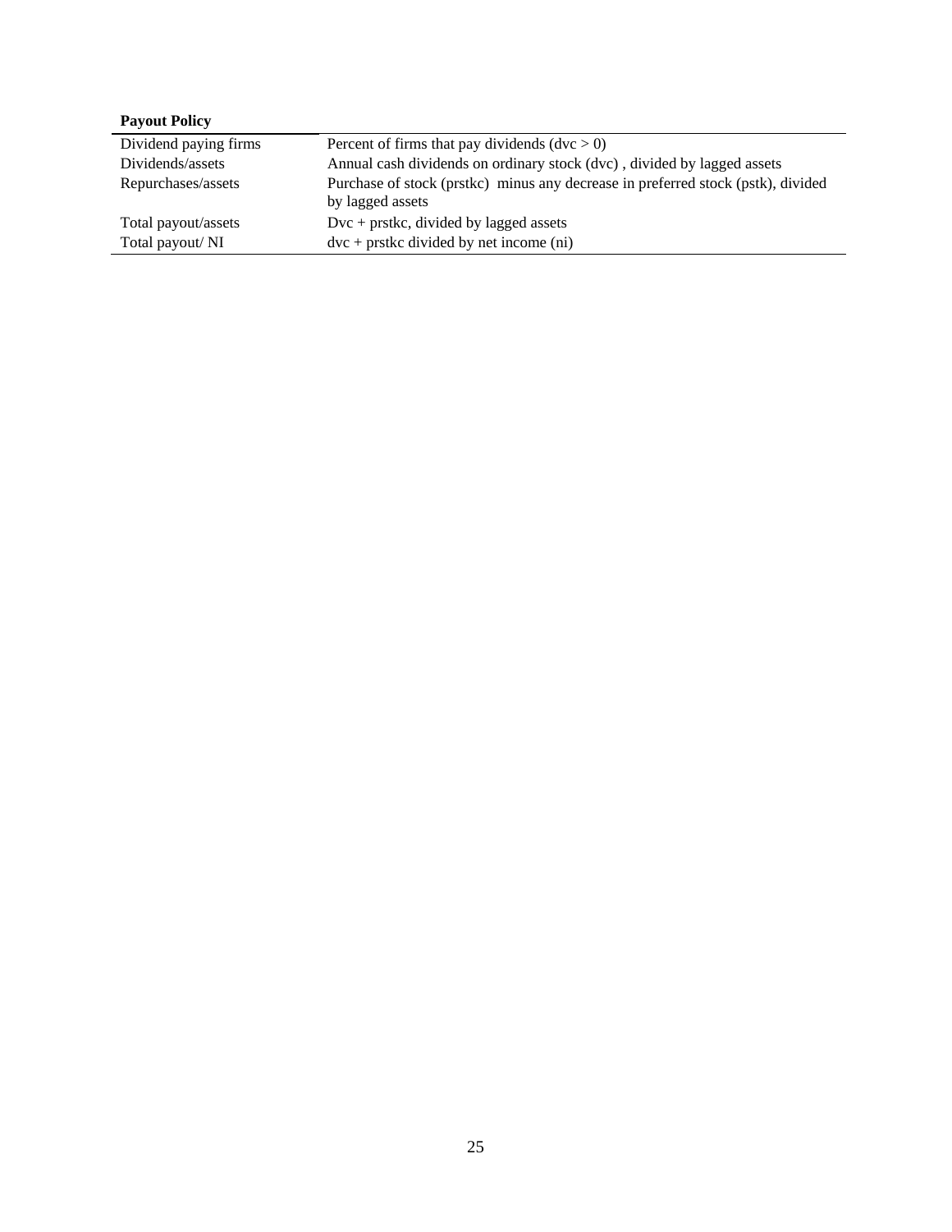**Payout Policy**

| | |
|---|---|
| Dividend paying firms | Percent of firms that pay dividends (dvc > 0) |
| Dividends/assets | Annual cash dividends on ordinary stock (dvc) , divided by lagged assets |
| Repurchases/assets | Purchase of stock (prstkc) minus any decrease in preferred stock (pstk), divided by lagged assets |
| Total payout/assets | Dvc + prstkc, divided by lagged assets |
| Total payout/ NI | dvc + prstkc divided by net income (ni) |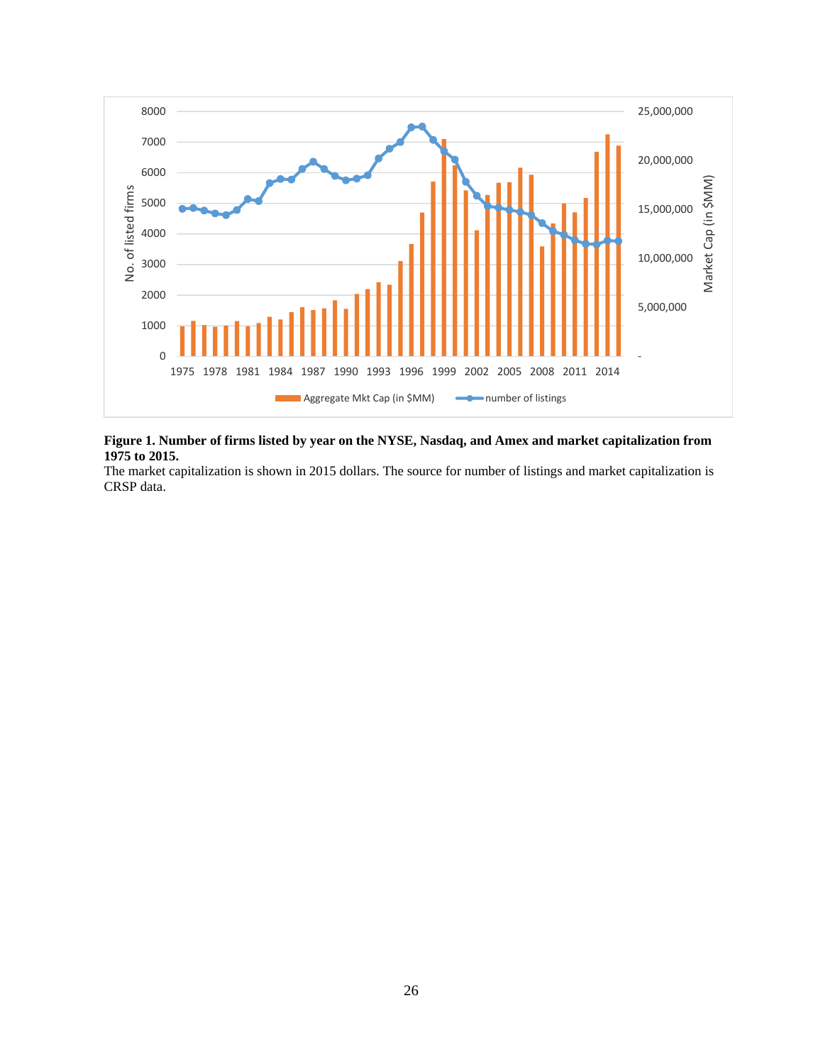**Figure 1. Number of firms listed by year on the NYSE, Nasdaq, and Amex and market capitalization from 1975 to 2015.**

The market capitalization is shown in 2015 dollars. The source for number of listings and market capitalization is CRSP data.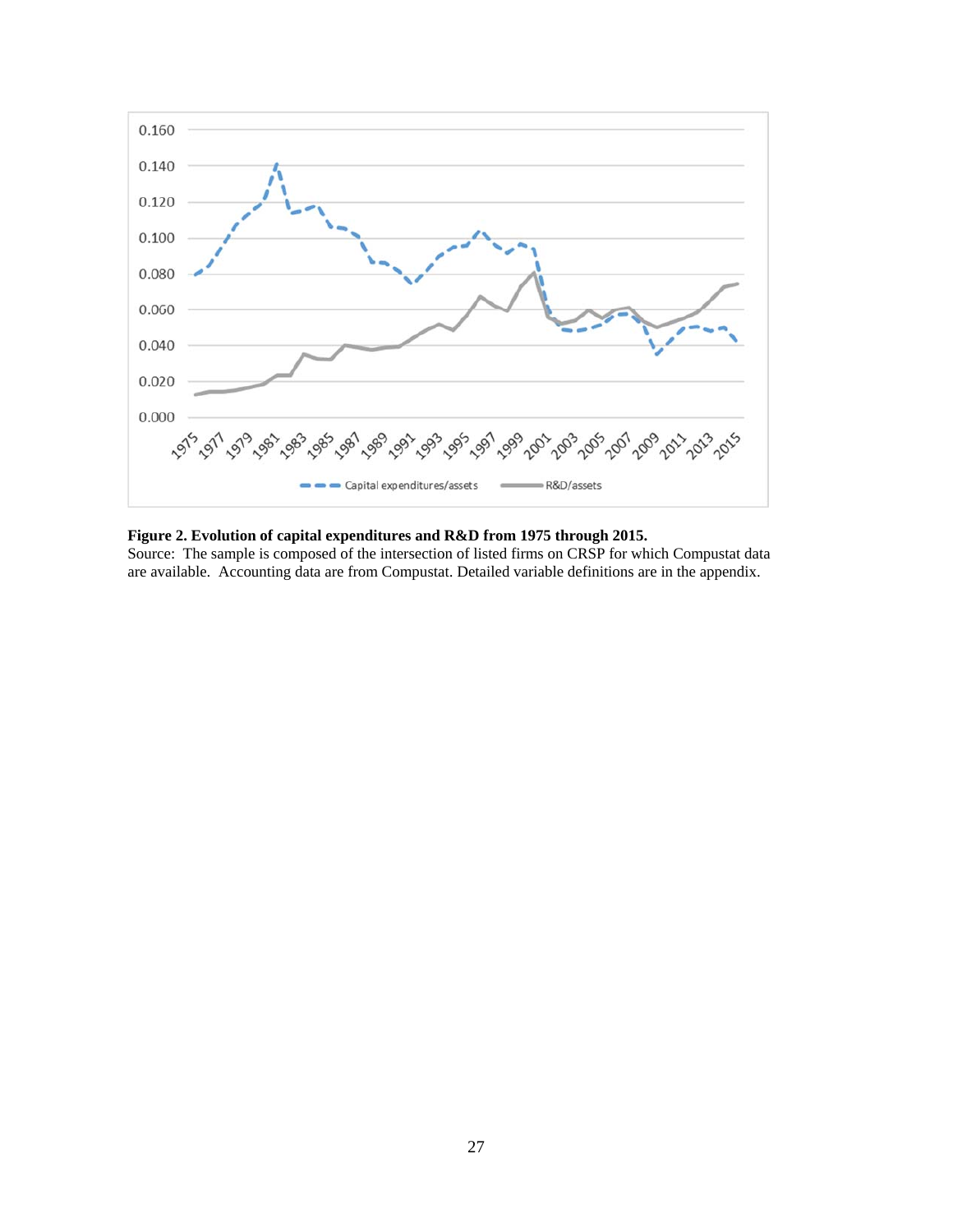**Figure 2. Evolution of capital expenditures and R&D from 1975 through 2015.**

Source: The sample is composed of the intersection of listed firms on CRSP for which Compustat data are available. Accounting data are from Compustat. Detailed variable definitions are in the appendix.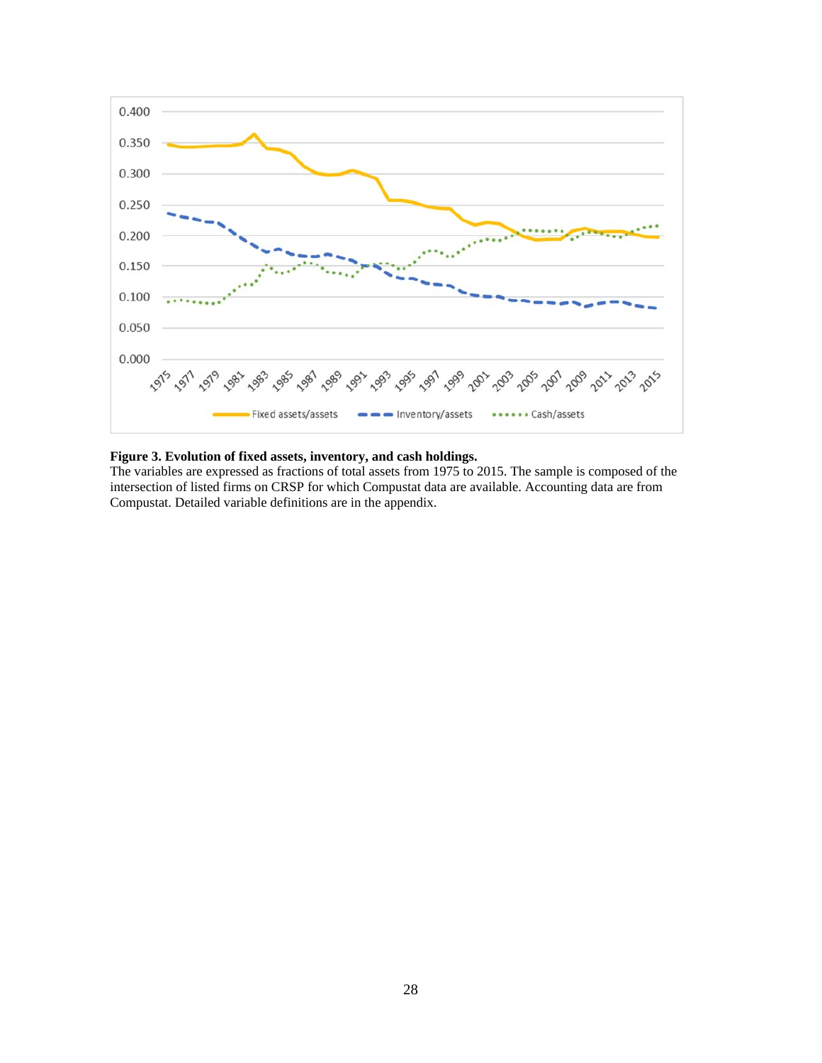**Figure 3. Evolution of fixed assets, inventory, and cash holdings.**
The variables are expressed as fractions of total assets from 1975 to 2015. The sample is composed of the intersection of listed firms on CRSP for which Compustat data are available. Accounting data are from Compustat. Detailed variable definitions are in the appendix.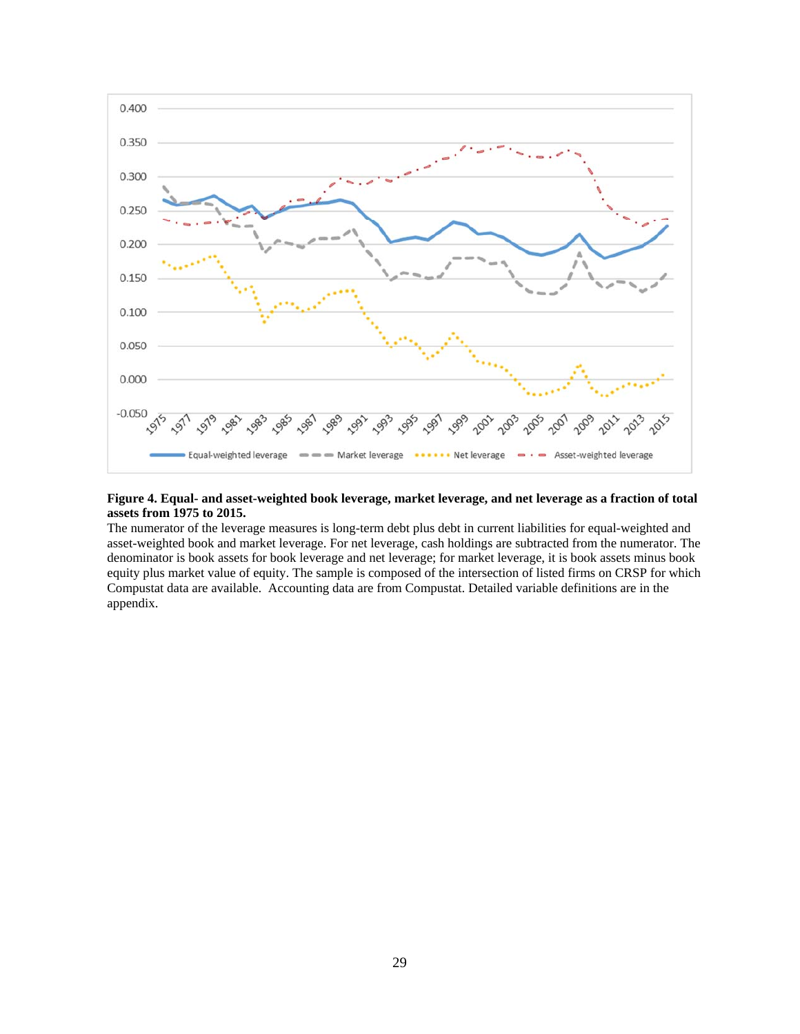**Figure 4. Equal- and asset-weighted book leverage, market leverage, and net leverage as a fraction of total assets from 1975 to 2015.**

The numerator of the leverage measures is long-term debt plus debt in current liabilities for equal-weighted and asset-weighted book and market leverage. For net leverage, cash holdings are subtracted from the numerator. The denominator is book assets for book leverage and net leverage; for market leverage, it is book assets minus book equity plus market value of equity. The sample is composed of the intersection of listed firms on CRSP for which Compustat data are available. Accounting data are from Compustat. Detailed variable definitions are in the appendix.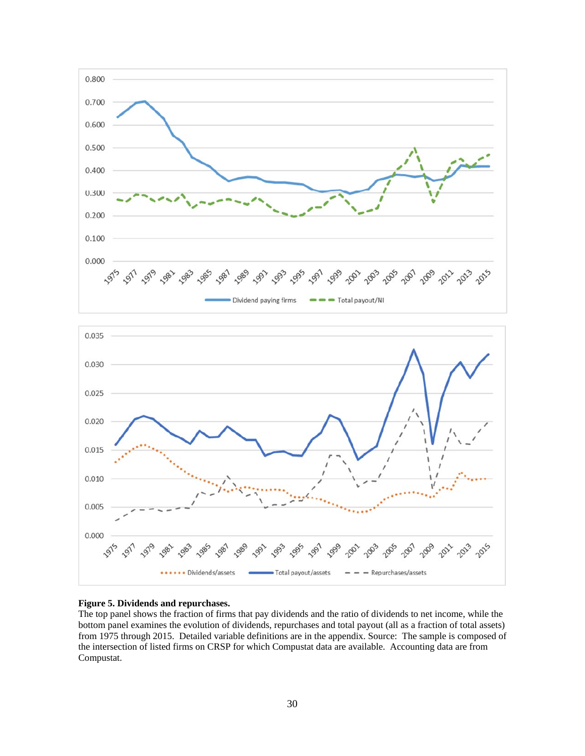**Figure 5. Dividends and repurchases.**

The top panel shows the fraction of firms that pay dividends and the ratio of dividends to net income, while the bottom panel examines the evolution of dividends, repurchases and total payout (all as a fraction of total assets) from 1975 through 2015. Detailed variable definitions are in the appendix. Source: The sample is composed of the intersection of listed firms on CRSP for which Compustat data are available. Accounting data are from Compustat.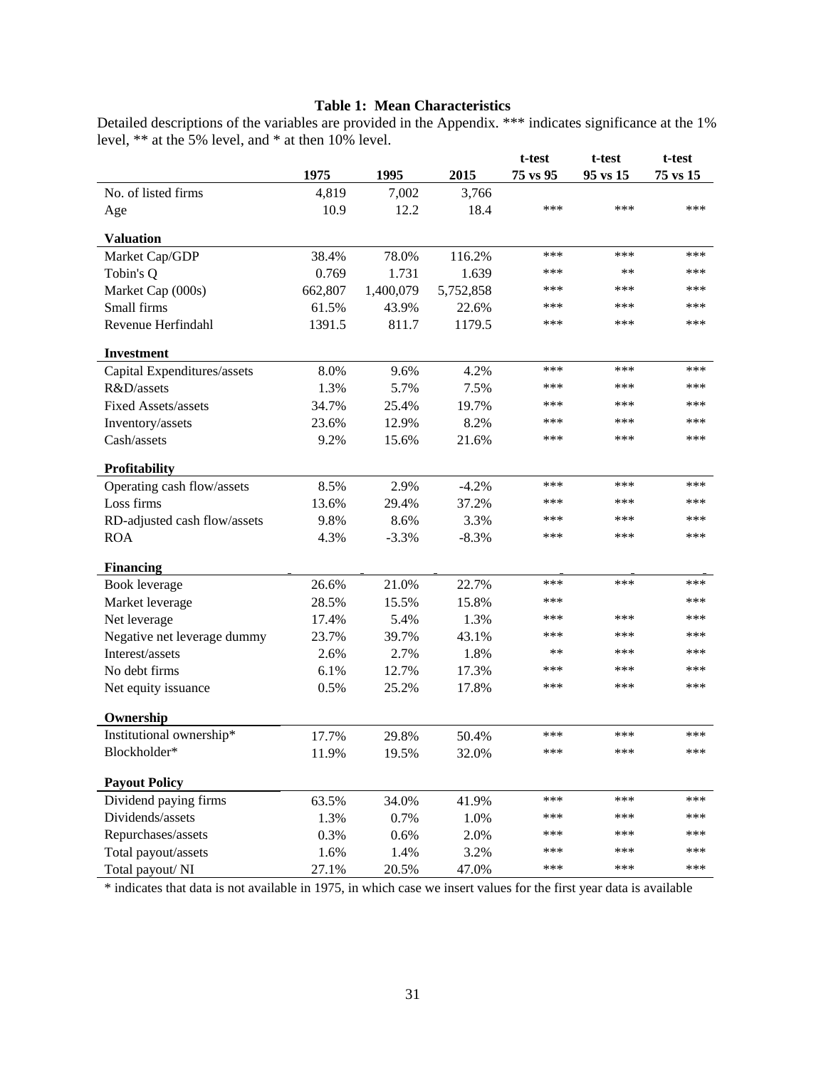**Table 1: Mean Characteristics**

Detailed descriptions of the variables are provided in the Appendix. *** indicates significance at the 1% level, ** at the 5% level, and * at then 10% level.

| | 1975 | 1995 | 2015 | t-test 75 vs 95 | t-test 95 vs 15 | t-test 75 vs 15 |
|---|---|---|---|---|---|---|
| No. of listed firms | 4,819 | 7,002 | 3,766 | | | |
| Age | 10.9 | 12.2 | 18.4 | *** | *** | *** |
| **Valuation** | | | | | | |
| Market Cap/GDP | 38.4% | 78.0% | 116.2% | *** | *** | *** |
| Tobin's Q | 0.769 | 1.731 | 1.639 | *** | ** | *** |
| Market Cap (000s) | 662,807 | 1,400,079 | 5,752,858 | *** | *** | *** |
| Small firms | 61.5% | 43.9% | 22.6% | *** | *** | *** |
| Revenue Herfindahl | 1391.5 | 811.7 | 1179.5 | *** | *** | *** |
| **Investment** | | | | | | |
| Capital Expenditures/assets | 8.0% | 9.6% | 4.2% | *** | *** | *** |
| R&D/assets | 1.3% | 5.7% | 7.5% | *** | *** | *** |
| Fixed Assets/assets | 34.7% | 25.4% | 19.7% | *** | *** | *** |
| Inventory/assets | 23.6% | 12.9% | 8.2% | *** | *** | *** |
| Cash/assets | 9.2% | 15.6% | 21.6% | *** | *** | *** |
| **Profitability** | | | | | | |
| Operating cash flow/assets | 8.5% | 2.9% | -4.2% | *** | *** | *** |
| Loss firms | 13.6% | 29.4% | 37.2% | *** | *** | *** |
| RD-adjusted cash flow/assets | 9.8% | 8.6% | 3.3% | *** | *** | *** |
| ROA | 4.3% | -3.3% | -8.3% | *** | *** | *** |
| **Financing** | | | | | | |
| Book leverage | 26.6% | 21.0% | 22.7% | *** | *** | *** |
| Market leverage | 28.5% | 15.5% | 15.8% | *** | | *** |
| Net leverage | 17.4% | 5.4% | 1.3% | *** | *** | *** |
| Negative net leverage dummy | 23.7% | 39.7% | 43.1% | *** | *** | *** |
| Interest/assets | 2.6% | 2.7% | 1.8% | ** | *** | *** |
| No debt firms | 6.1% | 12.7% | 17.3% | *** | *** | *** |
| Net equity issuance | 0.5% | 25.2% | 17.8% | *** | *** | *** |
| **Ownership** | | | | | | |
| Institutional ownership* | 17.7% | 29.8% | 50.4% | *** | *** | *** |
| Blockholder* | 11.9% | 19.5% | 32.0% | *** | *** | *** |
| **Payout Policy** | | | | | | |
| Dividend paying firms | 63.5% | 34.0% | 41.9% | *** | *** | *** |
| Dividends/assets | 1.3% | 0.7% | 1.0% | *** | *** | *** |
| Repurchases/assets | 0.3% | 0.6% | 2.0% | *** | *** | *** |
| Total payout/assets | 1.6% | 1.4% | 3.2% | *** | *** | *** |
| Total payout/ NI | 27.1% | 20.5% | 47.0% | *** | *** | *** |

* indicates that data is not available in 1975, in which case we insert values for the first year data is available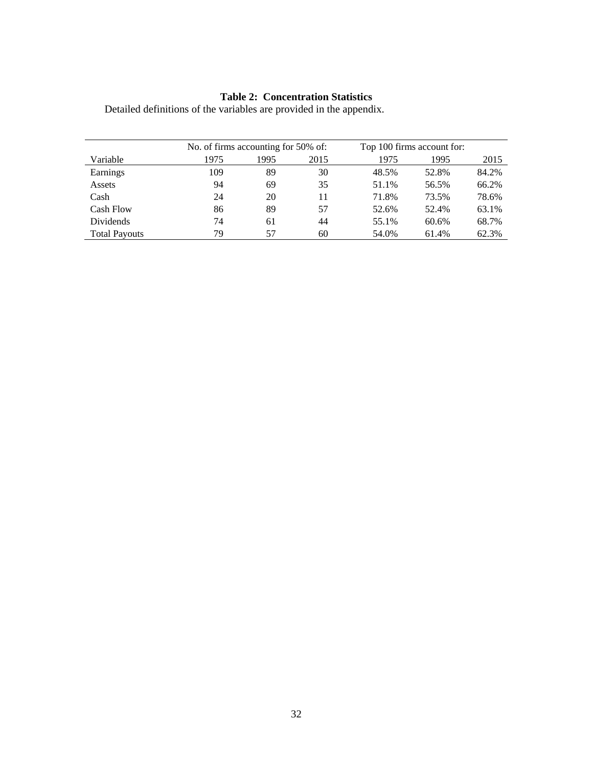**Table 2: Concentration Statistics**

Detailed definitions of the variables are provided in the appendix.

| | No. of firms accounting for 50% of: | | | Top 100 firms account for: | | |
|---|---|---|---|---|---|---|
| Variable | 1975 | 1995 | 2015 | 1975 | 1995 | 2015 |
| Earnings | 109 | 89 | 30 | 48.5% | 52.8% | 84.2% |
| Assets | 94 | 69 | 35 | 51.1% | 56.5% | 66.2% |
| Cash | 24 | 20 | 11 | 71.8% | 73.5% | 78.6% |
| Cash Flow | 86 | 89 | 57 | 52.6% | 52.4% | 63.1% |
| Dividends | 74 | 61 | 44 | 55.1% | 60.6% | 68.7% |
| Total Payouts | 79 | 57 | 60 | 54.0% | 61.4% | 62.3% |